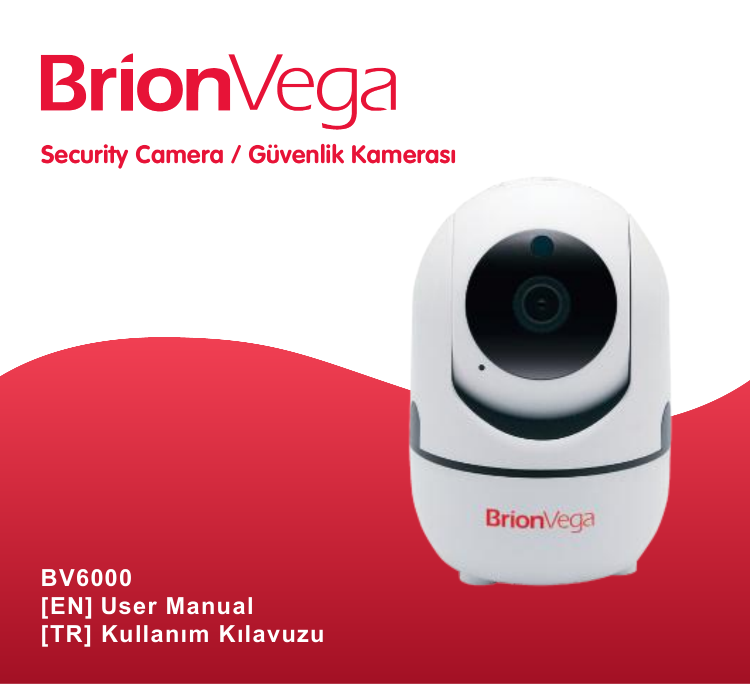# BrionVega

## Security Camera / Güvenlik Kamerası

**BV6000**
**[EN] User Manual**
**[TR] Kullanım Kılavuzu**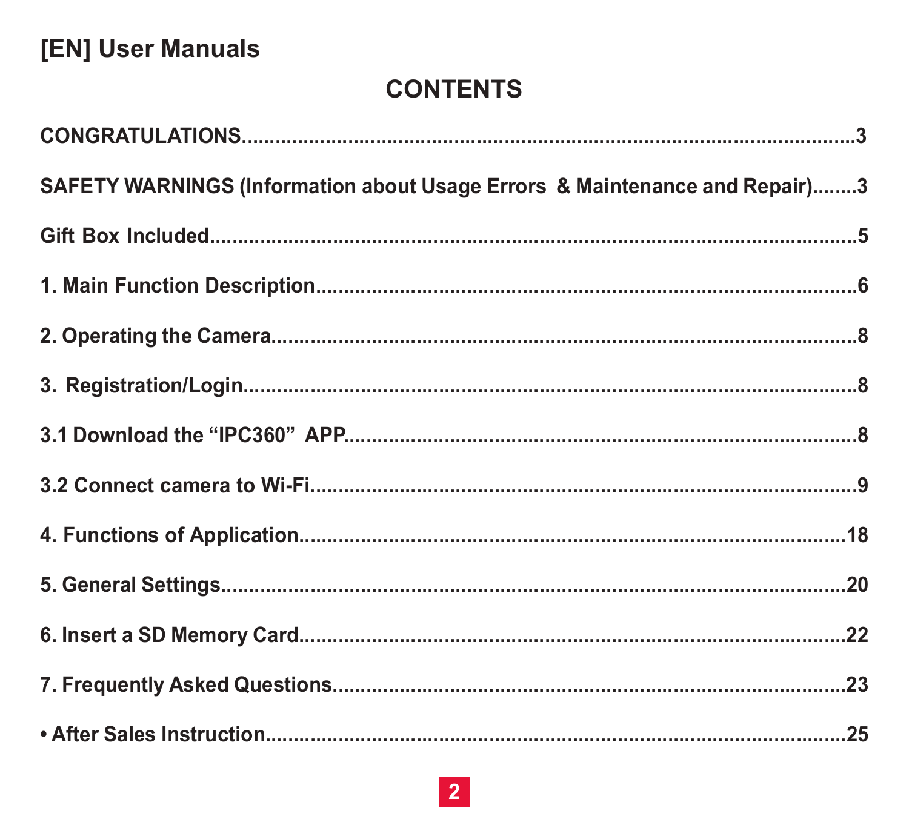# [EN] User Manuals

## CONTENTS

CONGRATULATIONS..........................................................................................3

SAFETY WARNINGS (Information about Usage Errors & Maintenance and Repair)........3

Gift Box Included..........................................................................................5

1. Main Function Description..........................................................................6

2. Operating the Camera...................................................................................8

3. Registration/Login.......................................................................................8

3.1 Download the "IPC360" APP.........................................................................8

3.2 Connect camera to Wi-Fi...............................................................................9

4. Functions of Application.............................................................................18

5. General Settings.........................................................................................20

6. Insert a SD Memory Card.............................................................................22

7. Frequently Asked Questions..........................................................................23

• After Sales Instruction....................................................................................25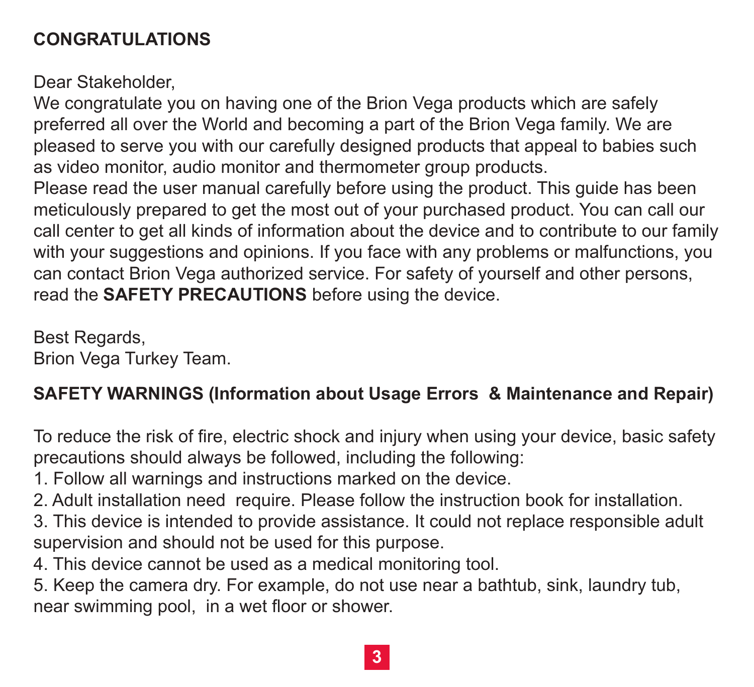## CONGRATULATIONS

Dear Stakeholder,
We congratulate you on having one of the Brion Vega products which are safely preferred all over the World and becoming a part of the Brion Vega family. We are pleased to serve you with our carefully designed products that appeal to babies such as video monitor, audio monitor and thermometer group products.
Please read the user manual carefully before using the product. This guide has been meticulously prepared to get the most out of your purchased product. You can call our call center to get all kinds of information about the device and to contribute to our family with your suggestions and opinions. If you face with any problems or malfunctions, you can contact Brion Vega authorized service. For safety of yourself and other persons, read the **SAFETY PRECAUTIONS** before using the device.

Best Regards,
Brion Vega Turkey Team.

## SAFETY WARNINGS (Information about Usage Errors & Maintenance and Repair)

To reduce the risk of fire, electric shock and injury when using your device, basic safety precautions should always be followed, including the following:

1. Follow all warnings and instructions marked on the device.
2. Adult installation need require. Please follow the instruction book for installation.
3. This device is intended to provide assistance. It could not replace responsible adult supervision and should not be used for this purpose.
4. This device cannot be used as a medical monitoring tool.
5. Keep the camera dry. For example, do not use near a bathtub, sink, laundry tub, near swimming pool, in a wet floor or shower.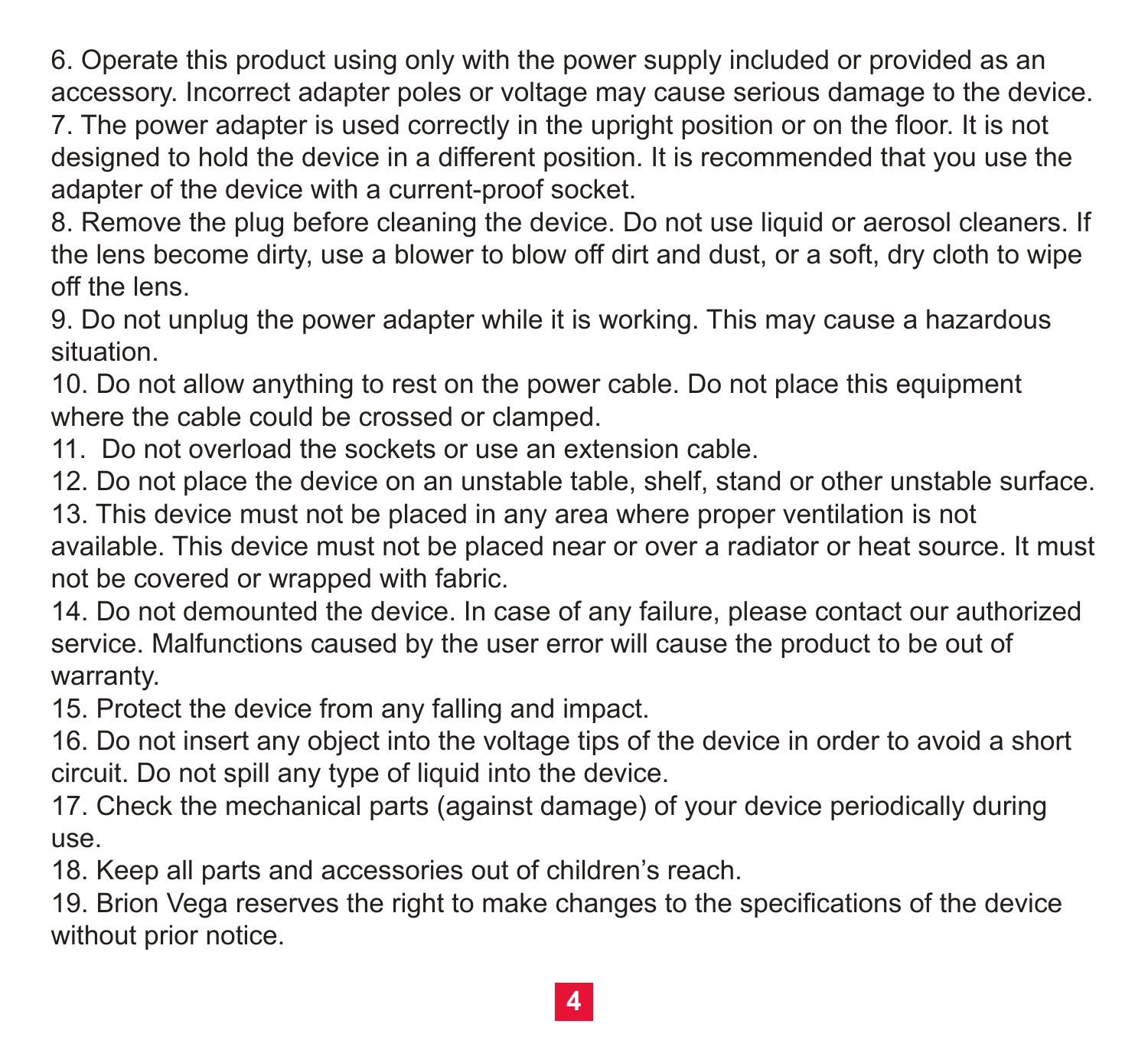6. Operate this product using only with the power supply included or provided as an accessory. Incorrect adapter poles or voltage may cause serious damage to the device.
7. The power adapter is used correctly in the upright position or on the floor. It is not designed to hold the device in a different position. It is recommended that you use the adapter of the device with a current-proof socket.
8. Remove the plug before cleaning the device. Do not use liquid or aerosol cleaners. If the lens become dirty, use a blower to blow off dirt and dust, or a soft, dry cloth to wipe off the lens.
9. Do not unplug the power adapter while it is working. This may cause a hazardous situation.
10. Do not allow anything to rest on the power cable. Do not place this equipment where the cable could be crossed or clamped.
11. Do not overload the sockets or use an extension cable.
12. Do not place the device on an unstable table, shelf, stand or other unstable surface.
13. This device must not be placed in any area where proper ventilation is not available. This device must not be placed near or over a radiator or heat source. It must not be covered or wrapped with fabric.
14. Do not demounted the device. In case of any failure, please contact our authorized service. Malfunctions caused by the user error will cause the product to be out of warranty.
15. Protect the device from any falling and impact.
16. Do not insert any object into the voltage tips of the device in order to avoid a short circuit. Do not spill any type of liquid into the device.
17. Check the mechanical parts (against damage) of your device periodically during use.
18. Keep all parts and accessories out of children's reach.
19. Brion Vega reserves the right to make changes to the specifications of the device without prior notice.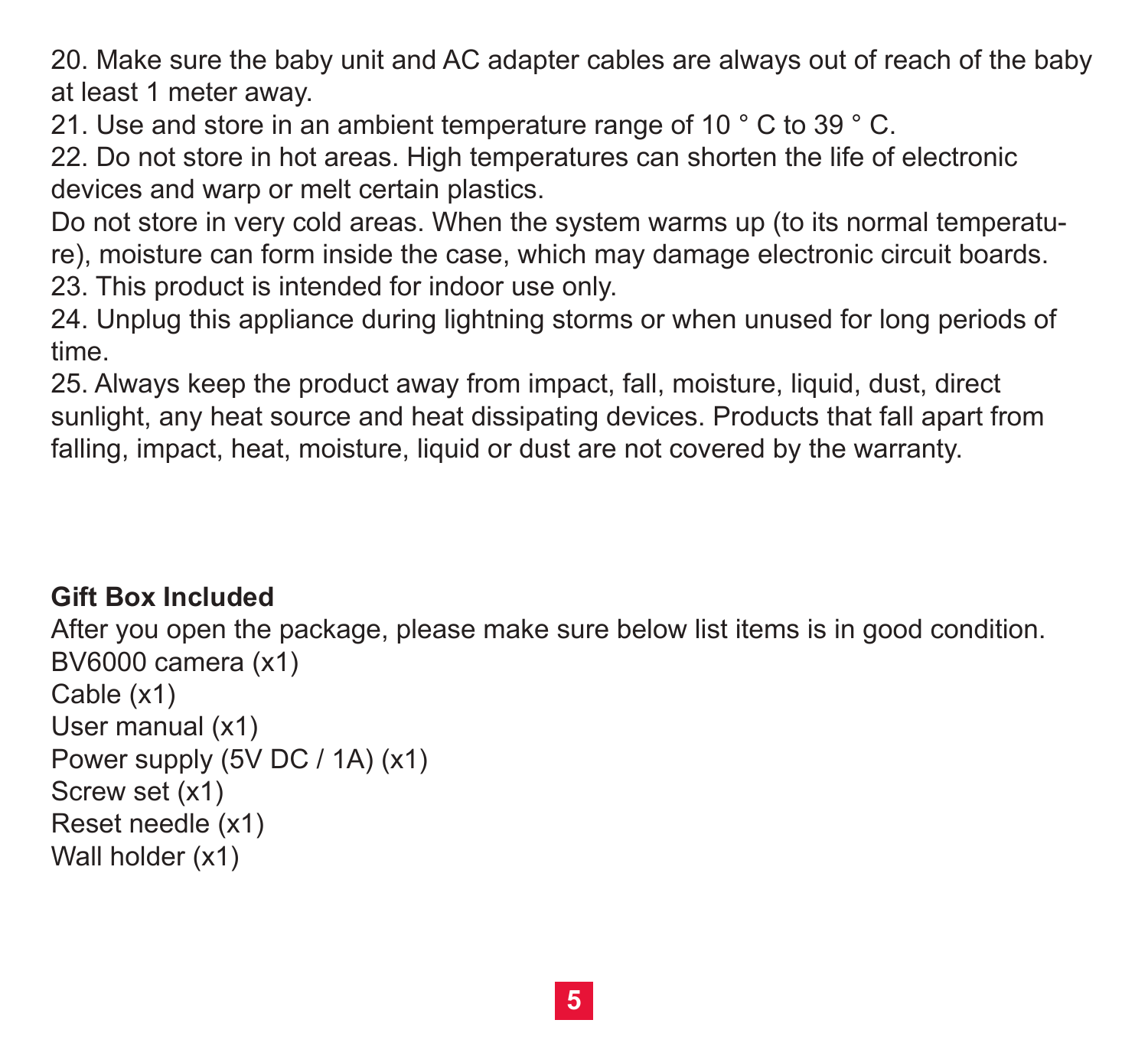20. Make sure the baby unit and AC adapter cables are always out of reach of the baby at least 1 meter away.
21. Use and store in an ambient temperature range of 10 ° C to 39 ° C.
22. Do not store in hot areas. High temperatures can shorten the life of electronic devices and warp or melt certain plastics.
Do not store in very cold areas. When the system warms up (to its normal temperature), moisture can form inside the case, which may damage electronic circuit boards.
23. This product is intended for indoor use only.
24. Unplug this appliance during lightning storms or when unused for long periods of time.
25. Always keep the product away from impact, fall, moisture, liquid, dust, direct sunlight, any heat source and heat dissipating devices. Products that fall apart from falling, impact, heat, moisture, liquid or dust are not covered by the warranty.

**Gift Box Included**

After you open the package, please make sure below list items is in good condition.
BV6000 camera (x1)
Cable (x1)
User manual (x1)
Power supply (5V DC / 1A) (x1)
Screw set (x1)
Reset needle (x1)
Wall holder (x1)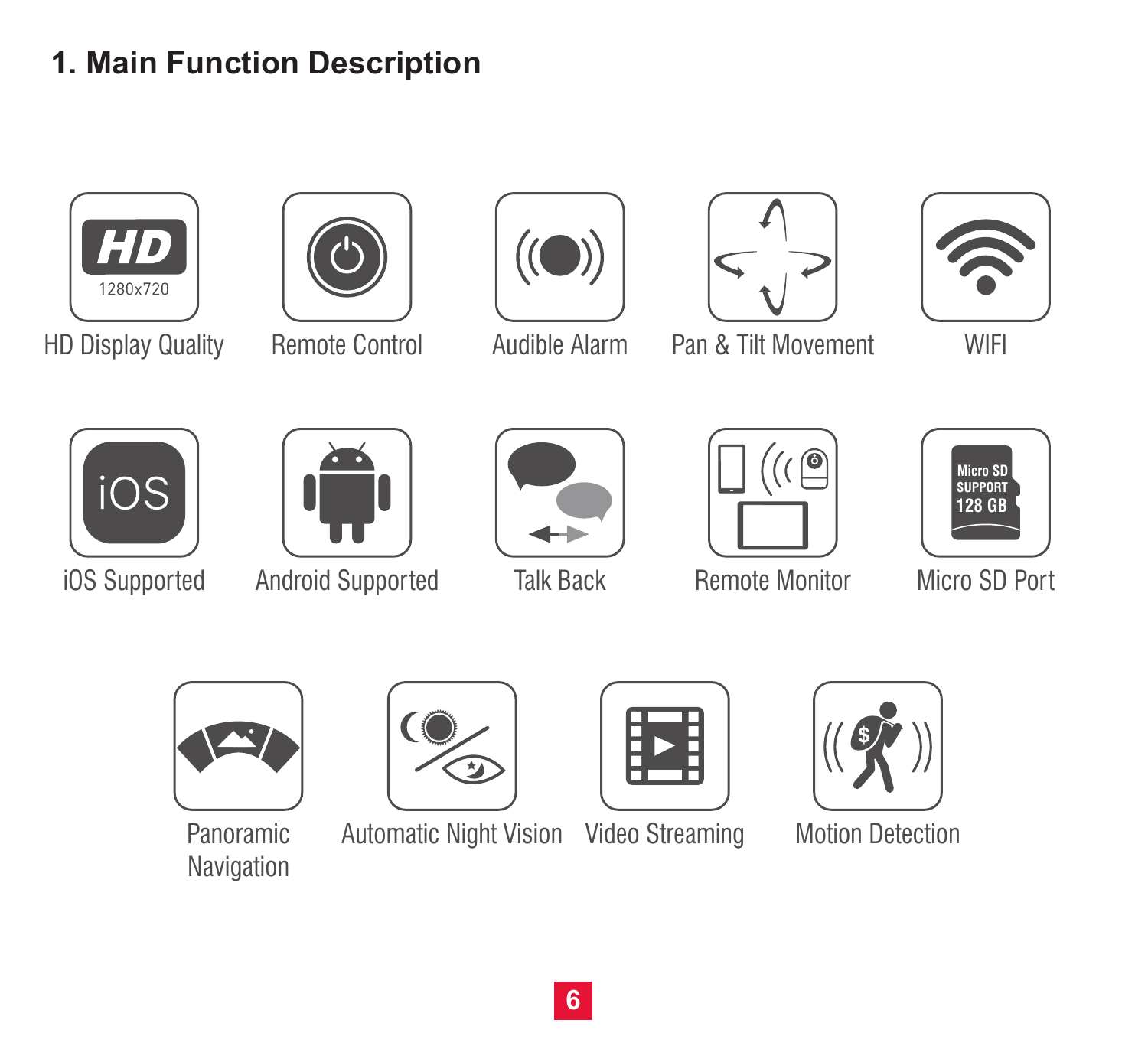# 1. Main Function Description

- HD Display Quality (HD 1280x720)
- Remote Control
- Audible Alarm
- Pan & Tilt Movement
- WIFI
- iOS Supported
- Android Supported
- Talk Back
- Remote Monitor
- Micro SD Port (Micro SD SUPPORT 128 GB)
- Panoramic Navigation
- Automatic Night Vision
- Video Streaming
- Motion Detection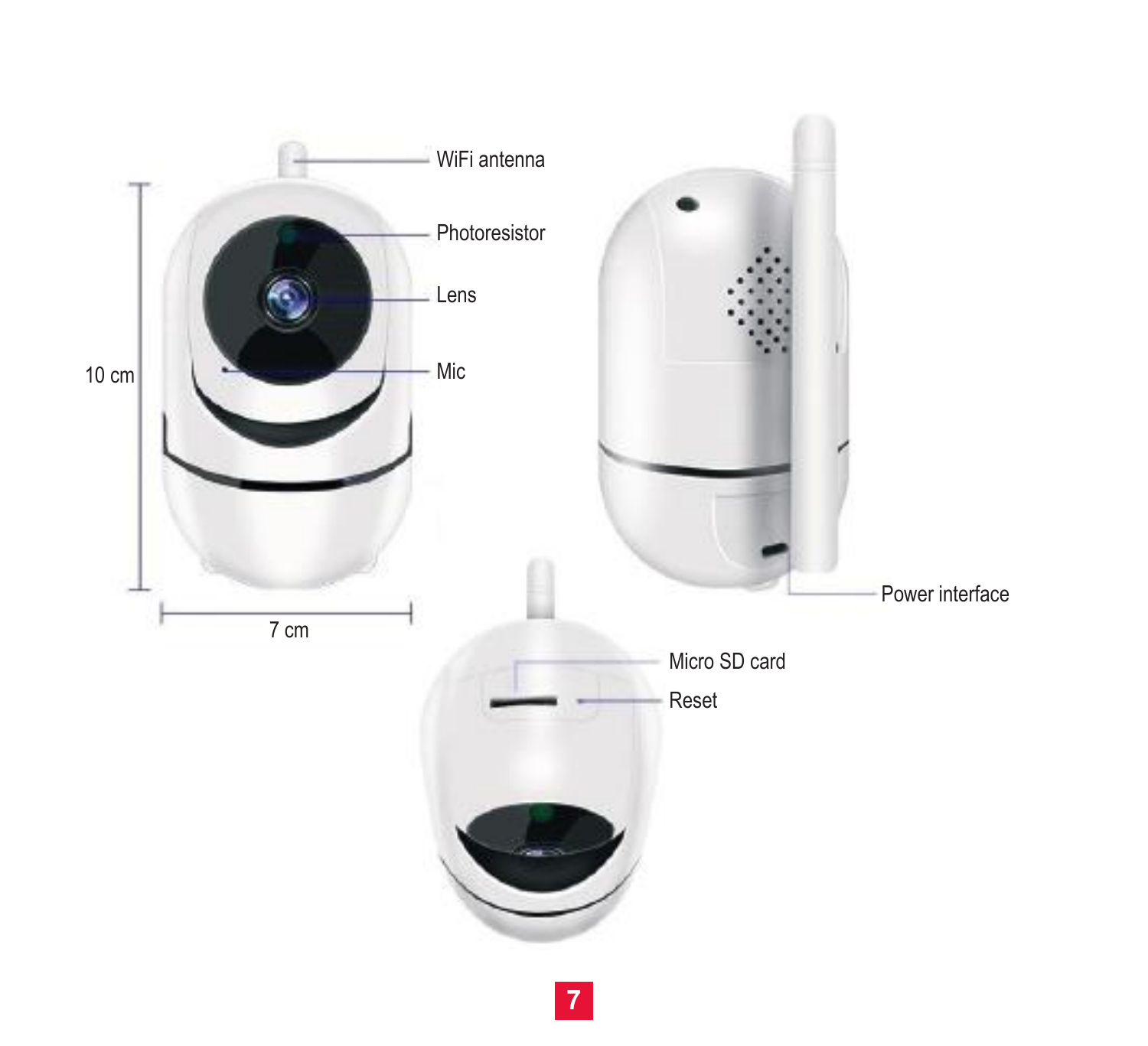WiFi antenna

Photoresistor

Lens

Mic

10 cm

7 cm

Power interface

Micro SD card

Reset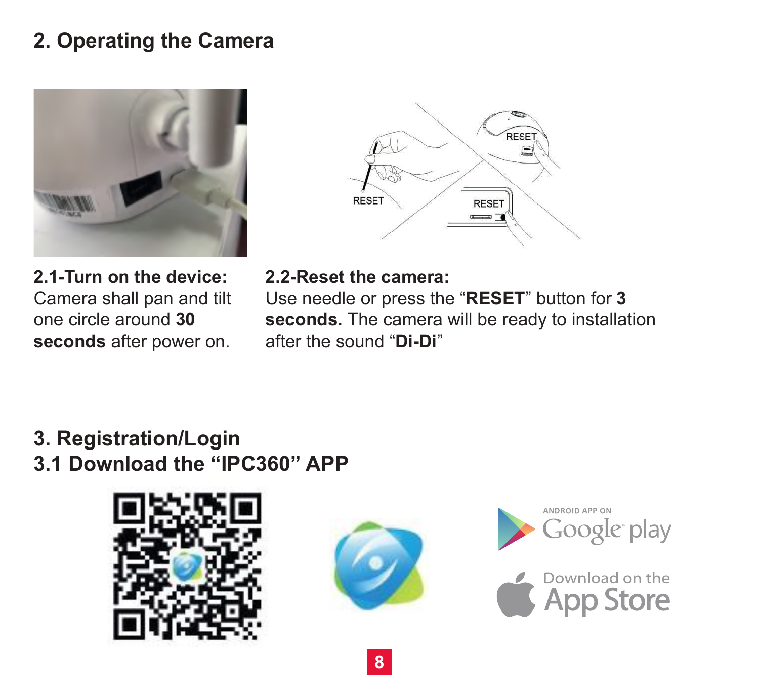## 2. Operating the Camera

**2.1-Turn on the device:**
Camera shall pan and tilt one circle around **30 seconds** after power on.

**2.2-Reset the camera:**
Use needle or press the “**RESET**” button for **3 seconds.** The camera will be ready to installation after the sound “**Di-Di**”

## 3. Registration/Login

## 3.1 Download the “IPC360” APP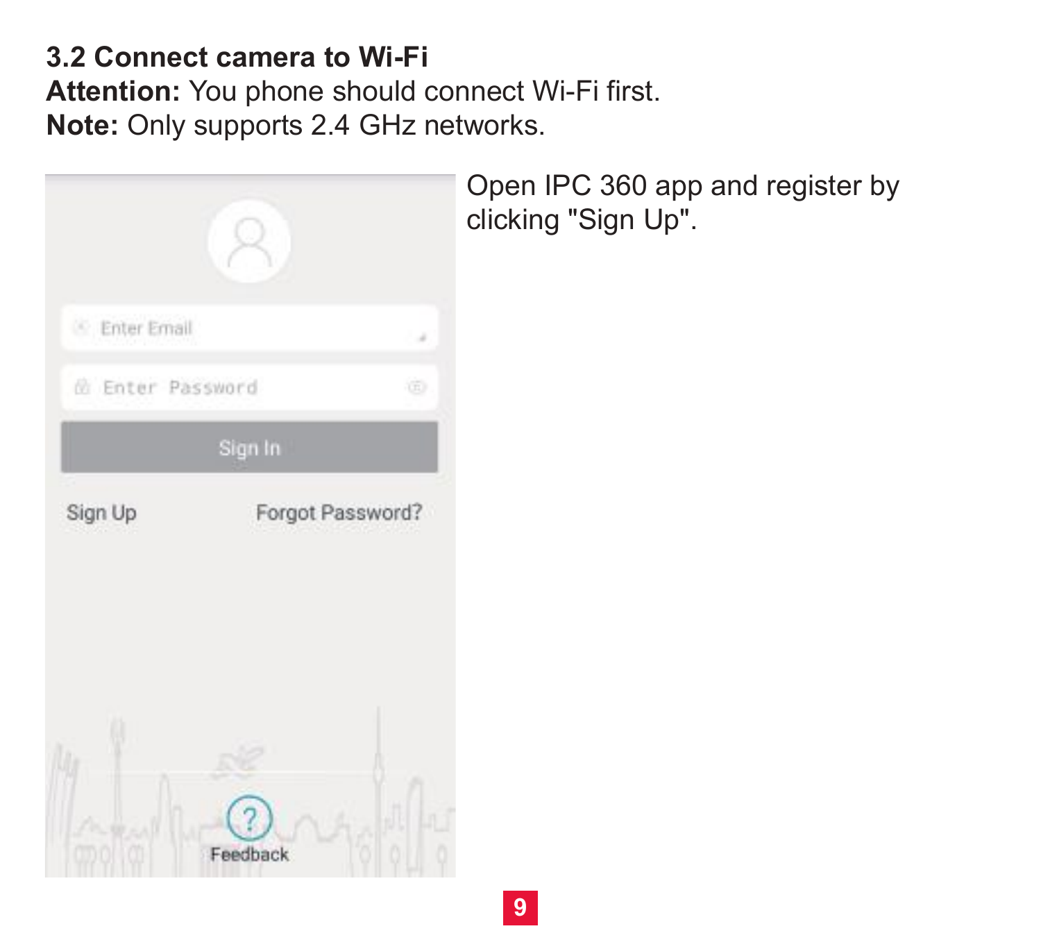### 3.2 Connect camera to Wi-Fi

**Attention:** You phone should connect Wi-Fi first.
**Note:** Only supports 2.4 GHz networks.

Open IPC 360 app and register by clicking "Sign Up".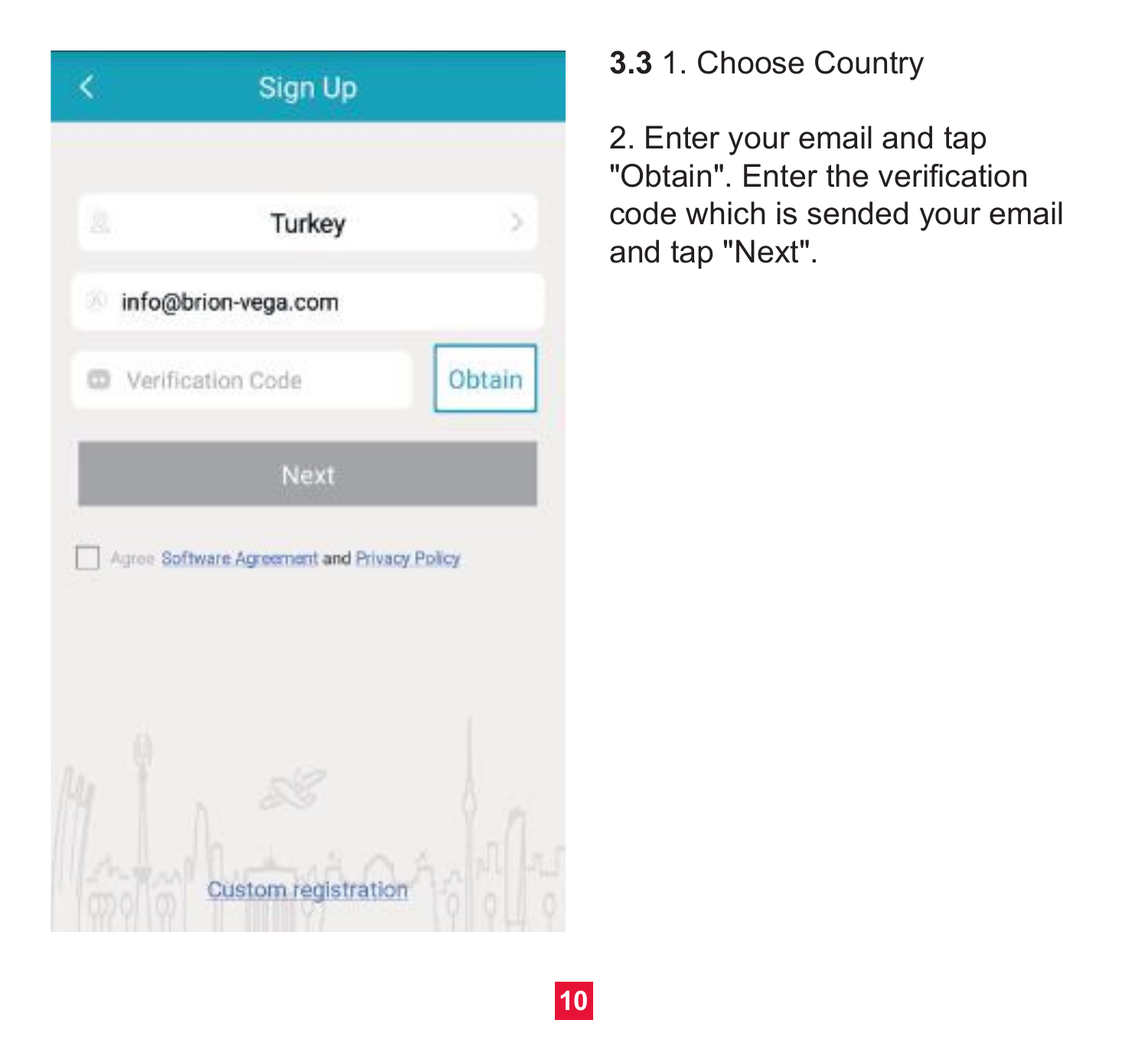**3.3** 1. Choose Country

2. Enter your email and tap "Obtain". Enter the verification code which is sended your email and tap "Next".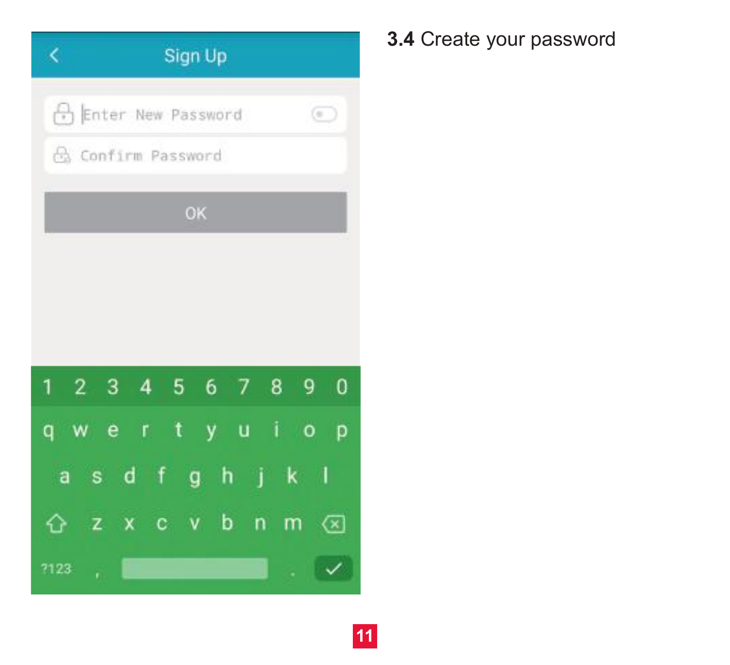## **3.4** Create your password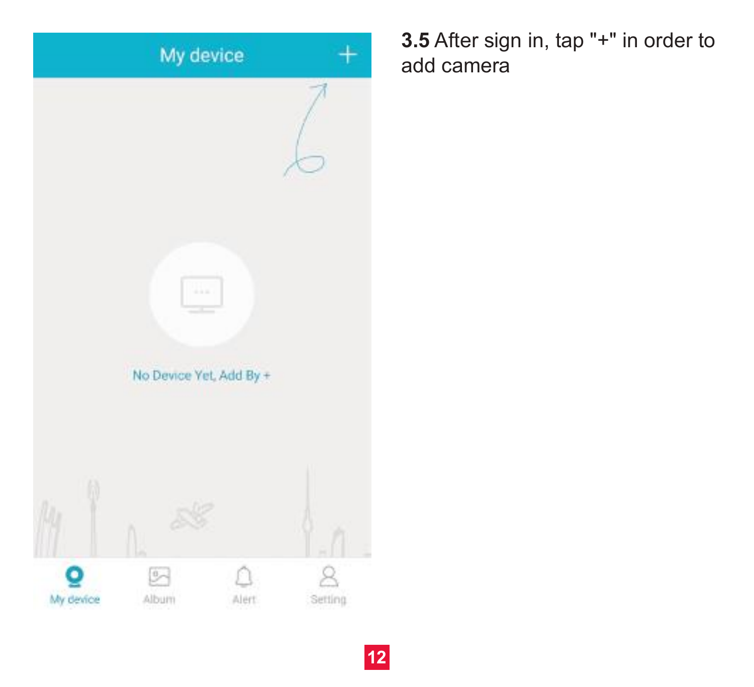My device +

No Device Yet, Add By +

My device Album Alert Setting

**3.5** After sign in, tap "+" in order to add camera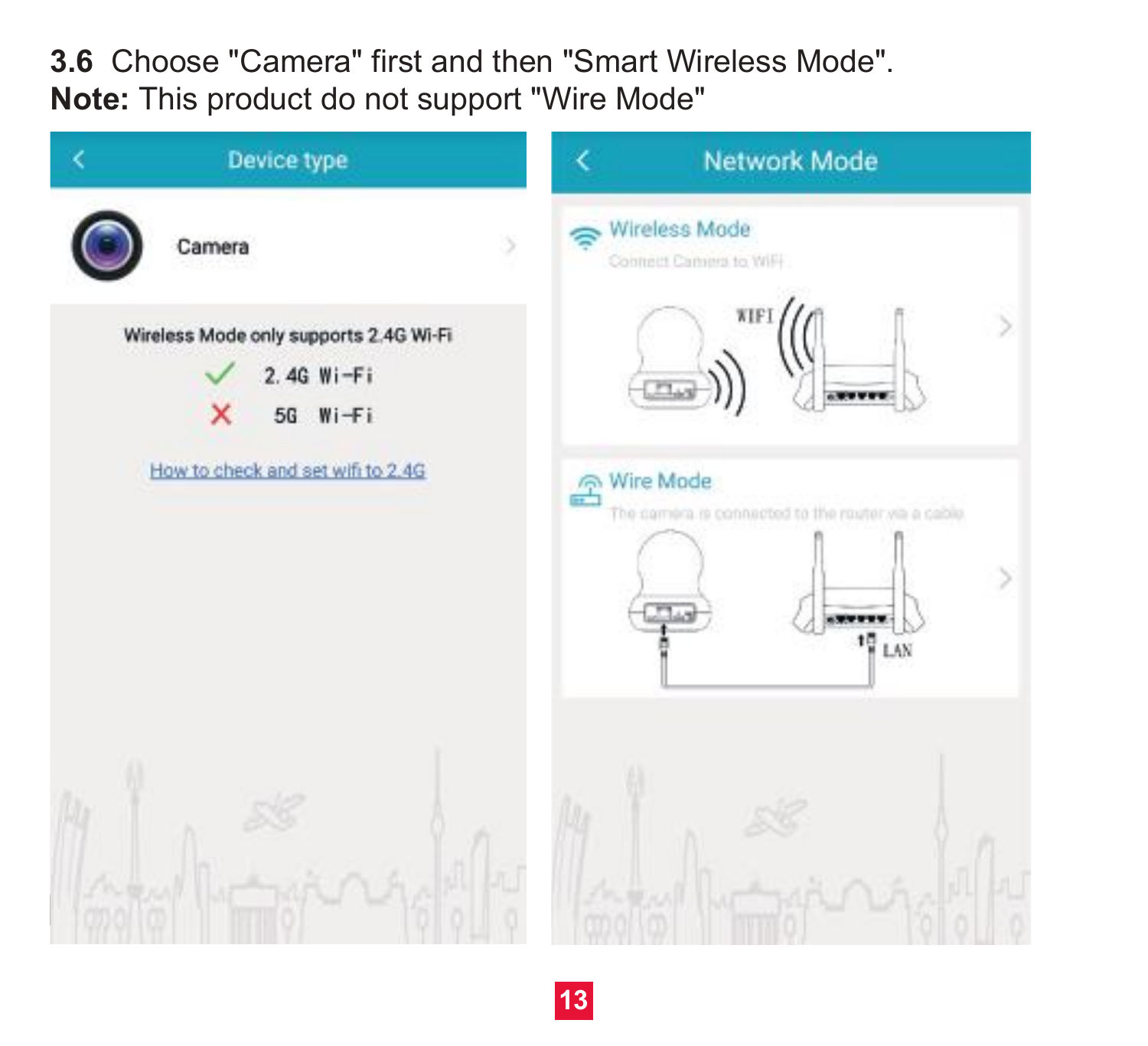**3.6** Choose "Camera" first and then "Smart Wireless Mode".

**Note:** This product do not support "Wire Mode"

Device type

Camera

Wireless Mode only supports 2.4G Wi-Fi

✓ 2.4G Wi-Fi

✗ 5G Wi-Fi

How to check and set wifi to 2.4G

Network Mode

Wireless Mode

Connect Camera to WiFi

WIFI

Wire Mode

The camera is connected to the router via a cable

LAN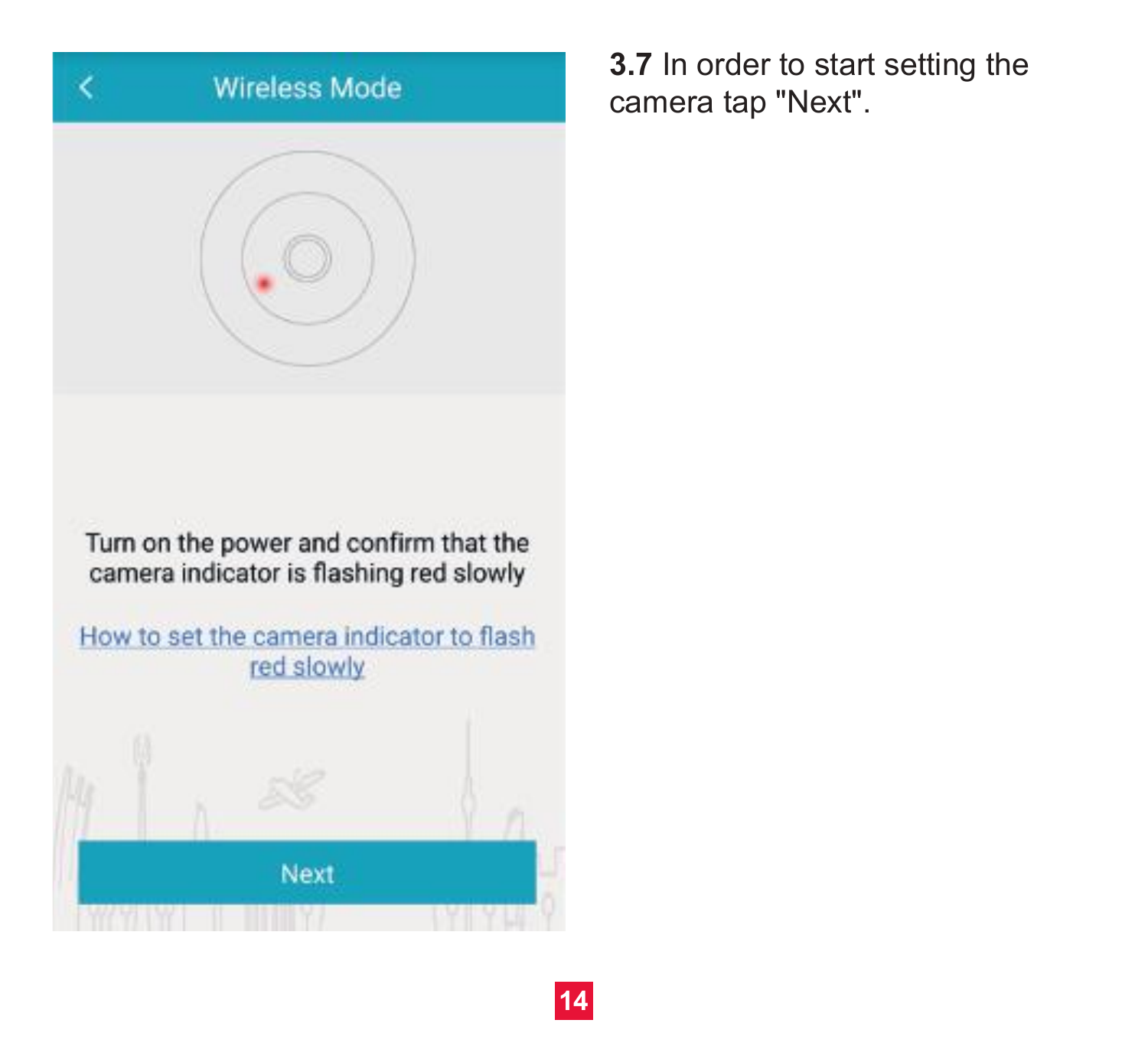Wireless Mode

Turn on the power and confirm that the camera indicator is flashing red slowly

How to set the camera indicator to flash red slowly

Next

**3.7** In order to start setting the camera tap "Next".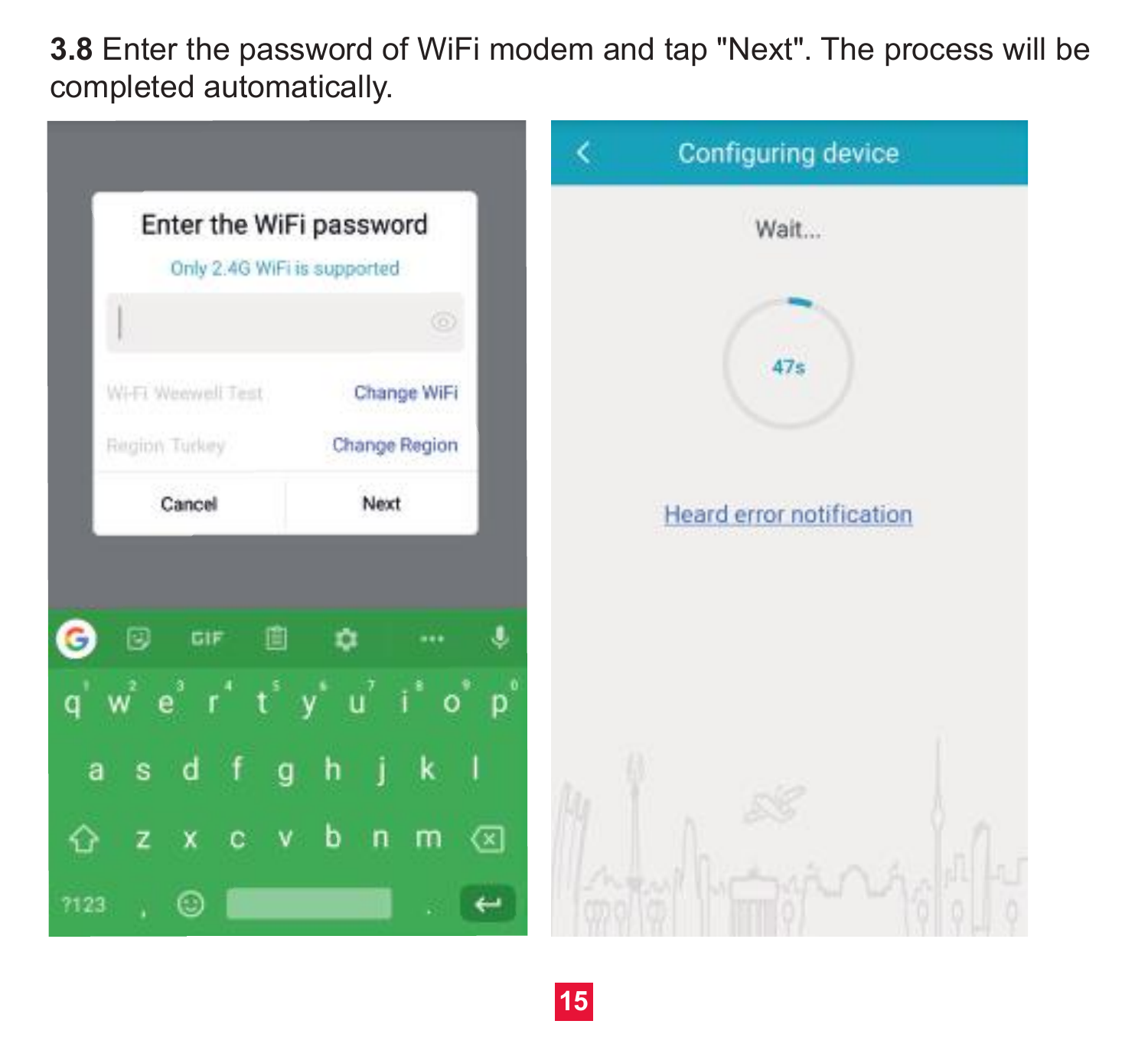**3.8** Enter the password of WiFi modem and tap "Next". The process will be completed automatically.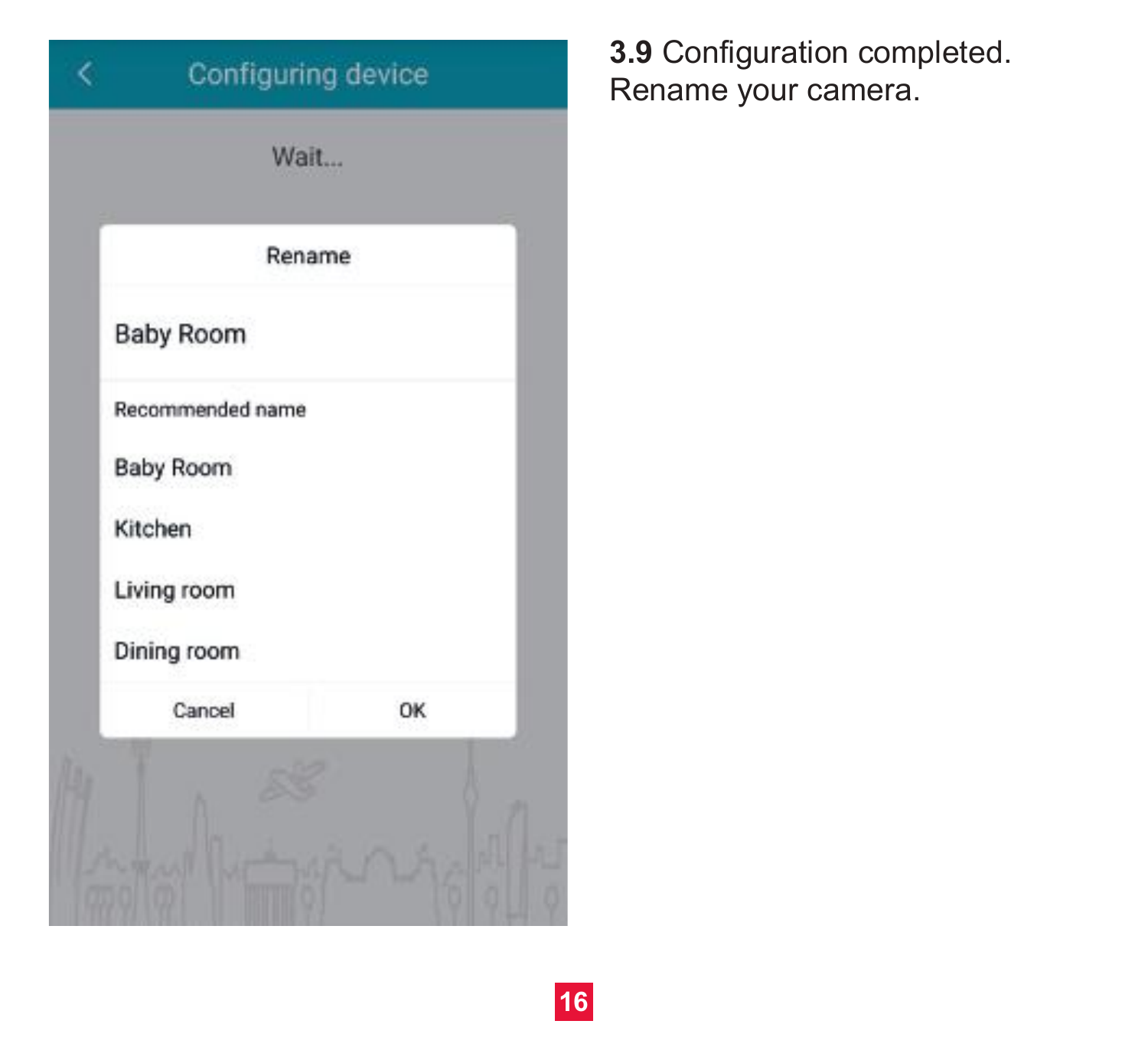Configuring device

Wait...

Rename

Baby Room

Recommended name

Baby Room

Kitchen

Living room

Dining room

Cancel OK

**3.9** Configuration completed. Rename your camera.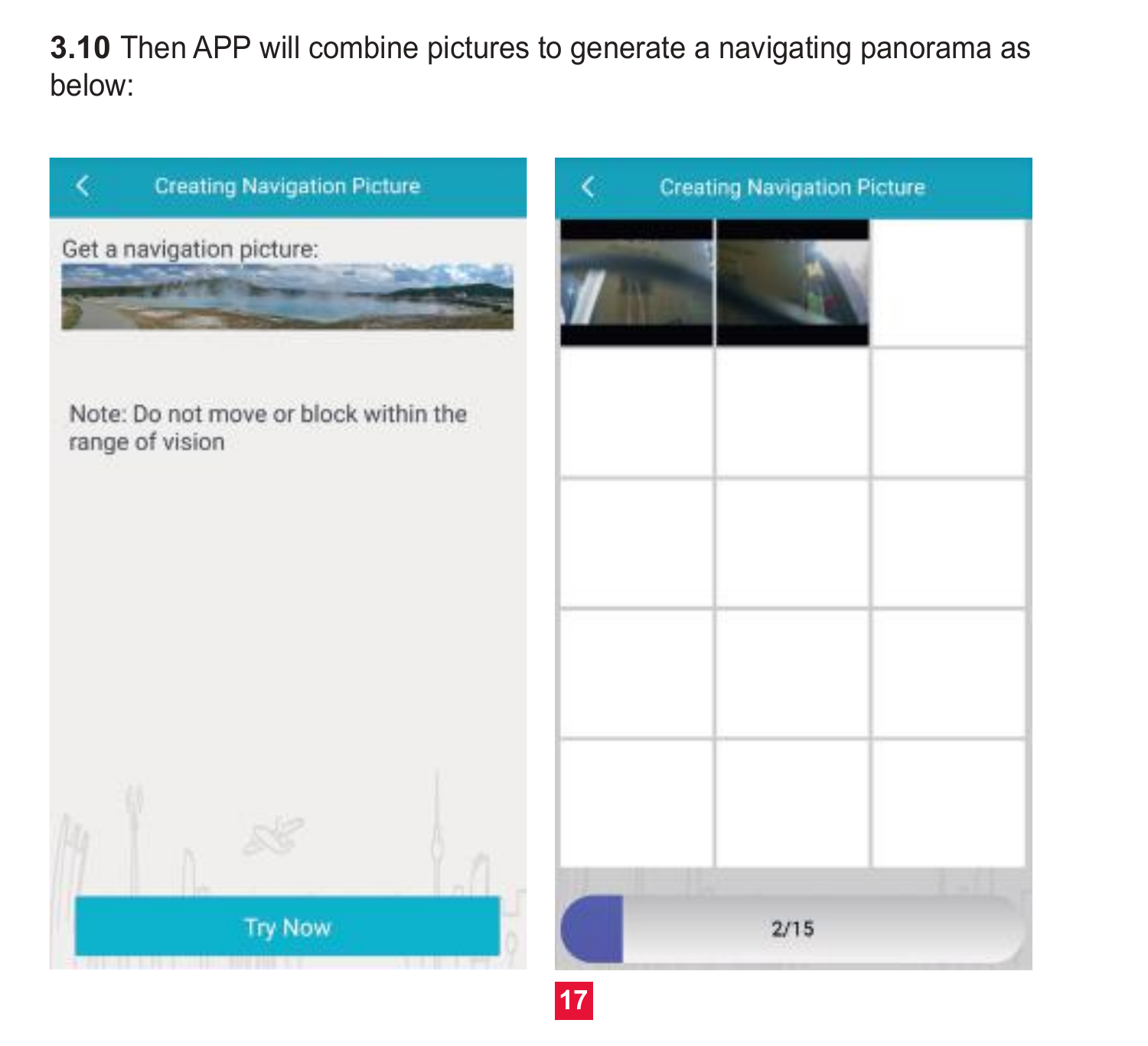**3.10** Then APP will combine pictures to generate a navigating panorama as below:

Creating Navigation Picture

Get a navigation picture:

Note: Do not move or block within the range of vision

Try Now

Creating Navigation Picture

2/15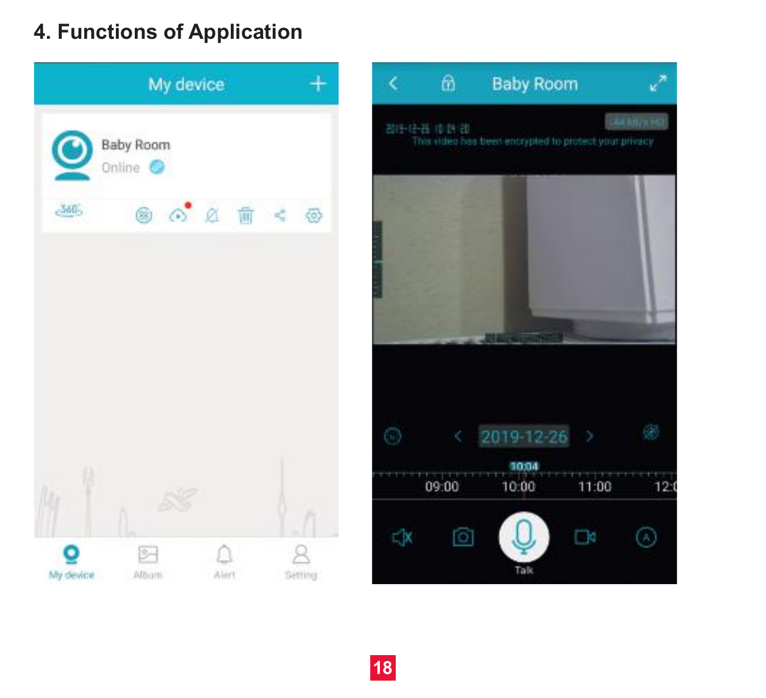# 4. Functions of Application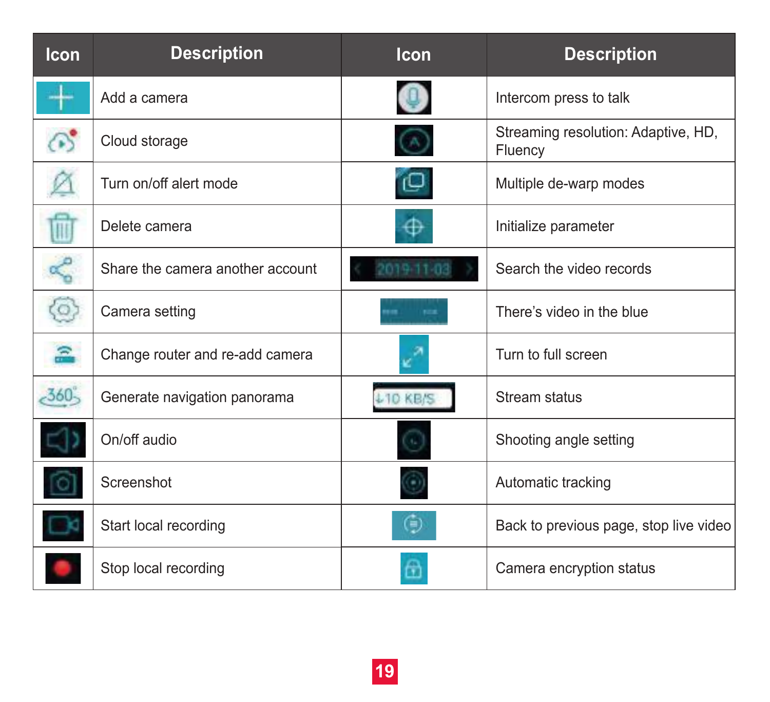| Icon | Description | Icon | Description |
| --- | --- | --- | --- |
| | Add a camera | | Intercom press to talk |
| | Cloud storage | | Streaming resolution: Adaptive, HD, Fluency |
| | Turn on/off alert mode | | Multiple de-warp modes |
| | Delete camera | | Initialize parameter |
| | Share the camera another account | 2019-11-03 | Search the video records |
| | Camera setting | | There's video in the blue |
| | Change router and re-add camera | | Turn to full screen |
| 360° | Generate navigation panorama | ↓10 KB/S | Stream status |
| | On/off audio | | Shooting angle setting |
| | Screenshot | | Automatic tracking |
| | Start local recording | | Back to previous page, stop live video |
| | Stop local recording | | Camera encryption status |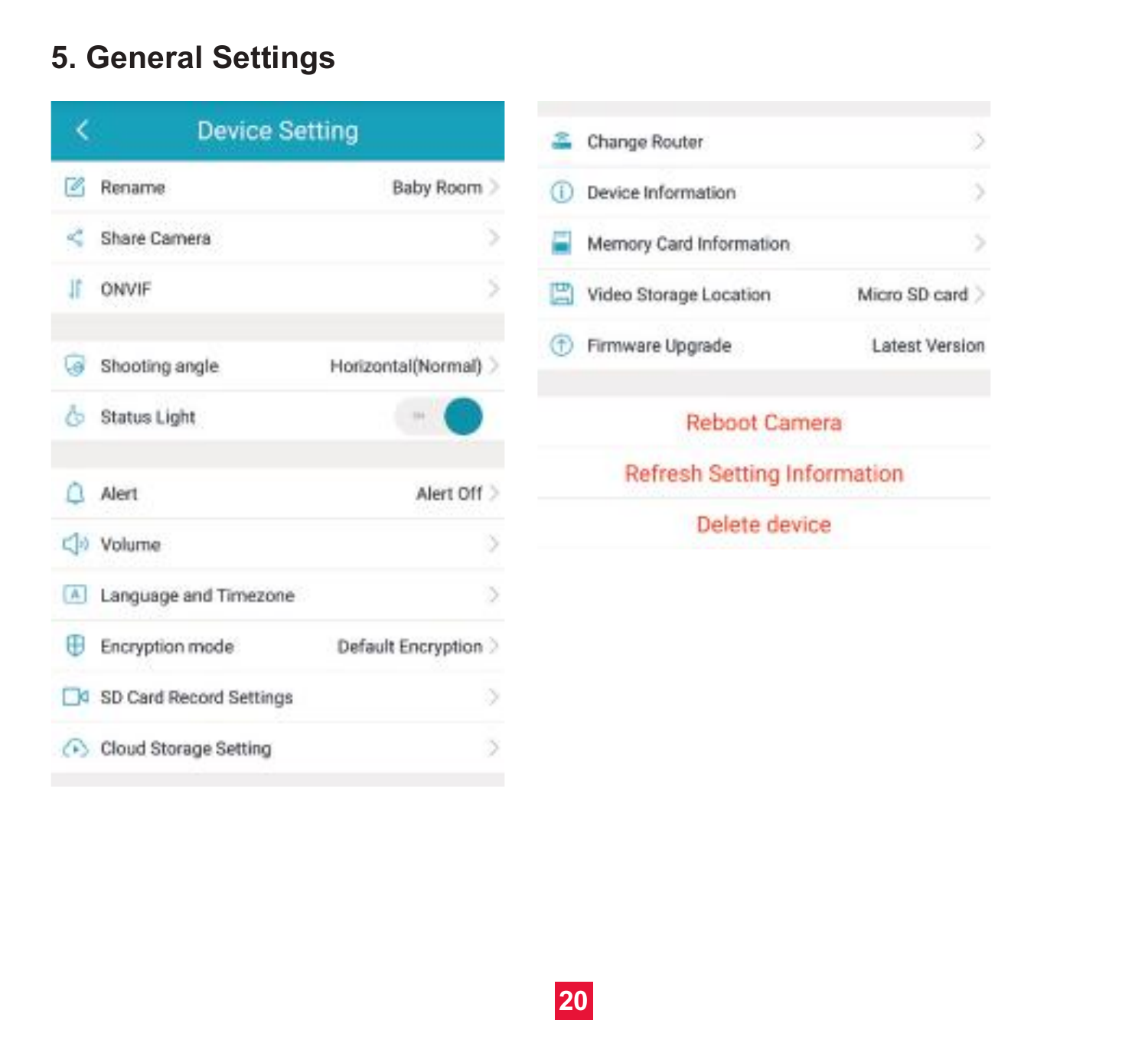# 5. General Settings

**Device Setting**

| Setting | Value |
|---|---|
| Rename | Baby Room |
| Share Camera | |
| ONVIF | |
| Shooting angle | Horizontal(Normal) |
| Status Light | |
| Alert | Alert Off |
| Volume | |
| Language and Timezone | |
| Encryption mode | Default Encryption |
| SD Card Record Settings | |
| Cloud Storage Setting | |
| Change Router | |
| Device Information | |
| Memory Card Information | |
| Video Storage Location | Micro SD card |
| Firmware Upgrade | Latest Version |

Reboot Camera

Refresh Setting Information

Delete device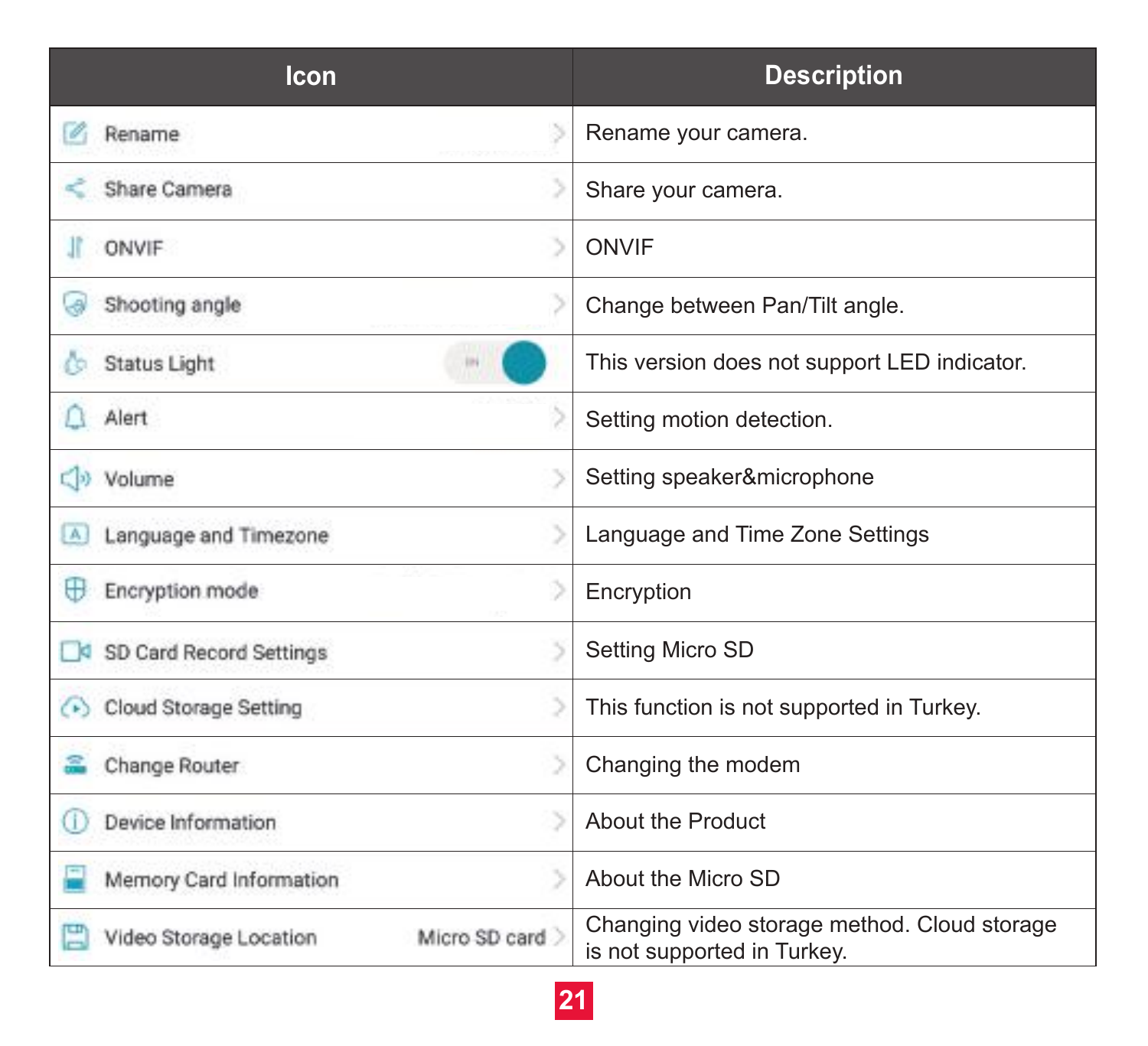| Icon | Description |
| --- | --- |
| Rename | Rename your camera. |
| Share Camera | Share your camera. |
| ONVIF | ONVIF |
| Shooting angle | Change between Pan/Tilt angle. |
| Status Light | This version does not support LED indicator. |
| Alert | Setting motion detection. |
| Volume | Setting speaker&microphone |
| Language and Timezone | Language and Time Zone Settings |
| Encryption mode | Encryption |
| SD Card Record Settings | Setting Micro SD |
| Cloud Storage Setting | This function is not supported in Turkey. |
| Change Router | Changing the modem |
| Device Information | About the Product |
| Memory Card Information | About the Micro SD |
| Video Storage Location Micro SD card | Changing video storage method. Cloud storage is not supported in Turkey. |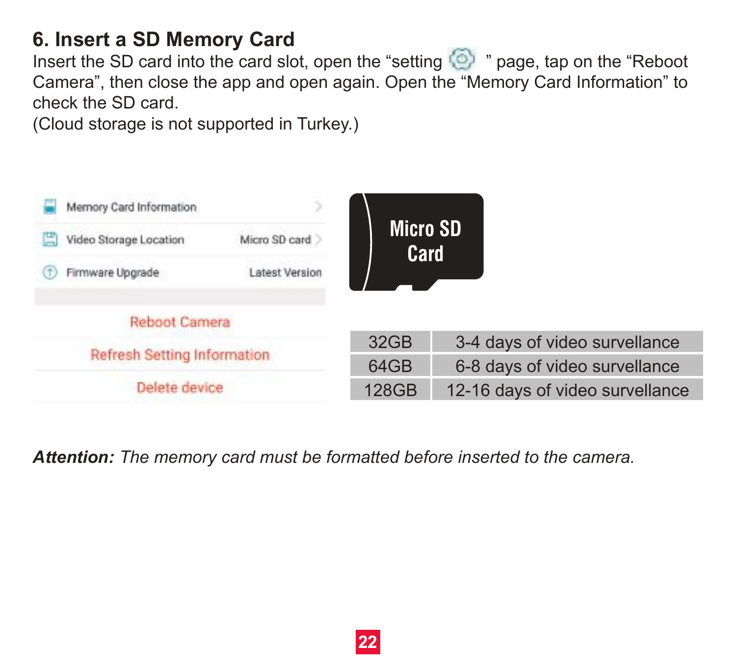## 6. Insert a SD Memory Card

Insert the SD card into the card slot, open the "setting " page, tap on the "Reboot Camera", then close the app and open again. Open the "Memory Card Information" to check the SD card.
(Cloud storage is not supported in Turkey.)

| Memory Card Information | |
|---|---|
| Video Storage Location | Micro SD card |
| Firmware Upgrade | Latest Version |

Reboot Camera

Refresh Setting Information

Delete device

Micro SD Card

| 32GB | 3-4 days of video survellance |
|---|---|
| 64GB | 6-8 days of video survellance |
| 128GB | 12-16 days of video survellance |

***Attention:*** *The memory card must be formatted before inserted to the camera.*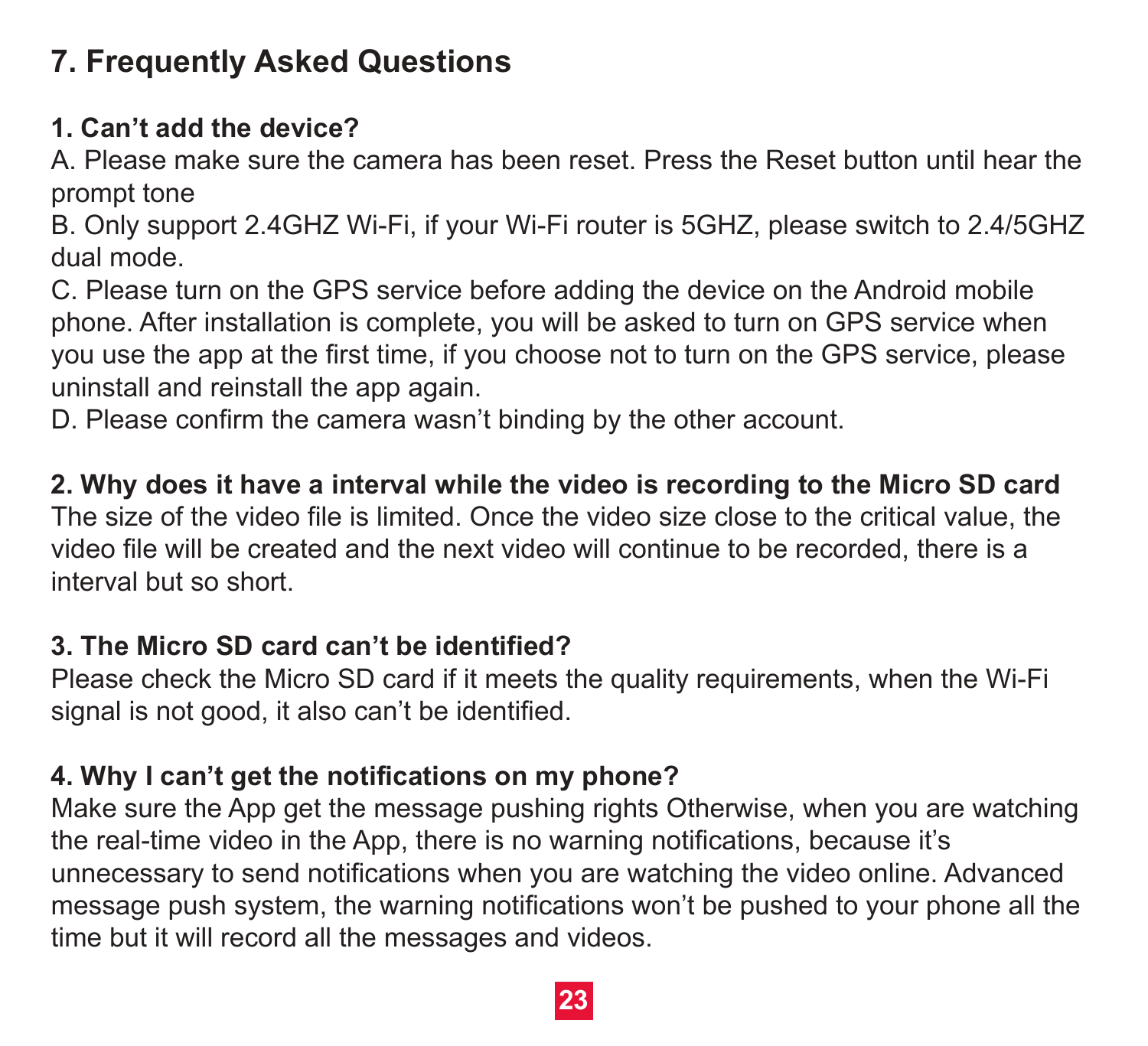## 7. Frequently Asked Questions

**1. Can't add the device?**

A. Please make sure the camera has been reset. Press the Reset button until hear the prompt tone

B. Only support 2.4GHZ Wi-Fi, if your Wi-Fi router is 5GHZ, please switch to 2.4/5GHZ dual mode.

C. Please turn on the GPS service before adding the device on the Android mobile phone. After installation is complete, you will be asked to turn on GPS service when you use the app at the first time, if you choose not to turn on the GPS service, please uninstall and reinstall the app again.

D. Please confirm the camera wasn't binding by the other account.

**2. Why does it have a interval while the video is recording to the Micro SD card**

The size of the video file is limited. Once the video size close to the critical value, the video file will be created and the next video will continue to be recorded, there is a interval but so short.

**3. The Micro SD card can't be identified?**

Please check the Micro SD card if it meets the quality requirements, when the Wi-Fi signal is not good, it also can't be identified.

**4. Why I can't get the notifications on my phone?**

Make sure the App get the message pushing rights Otherwise, when you are watching the real-time video in the App, there is no warning notifications, because it's unnecessary to send notifications when you are watching the video online. Advanced message push system, the warning notifications won't be pushed to your phone all the time but it will record all the messages and videos.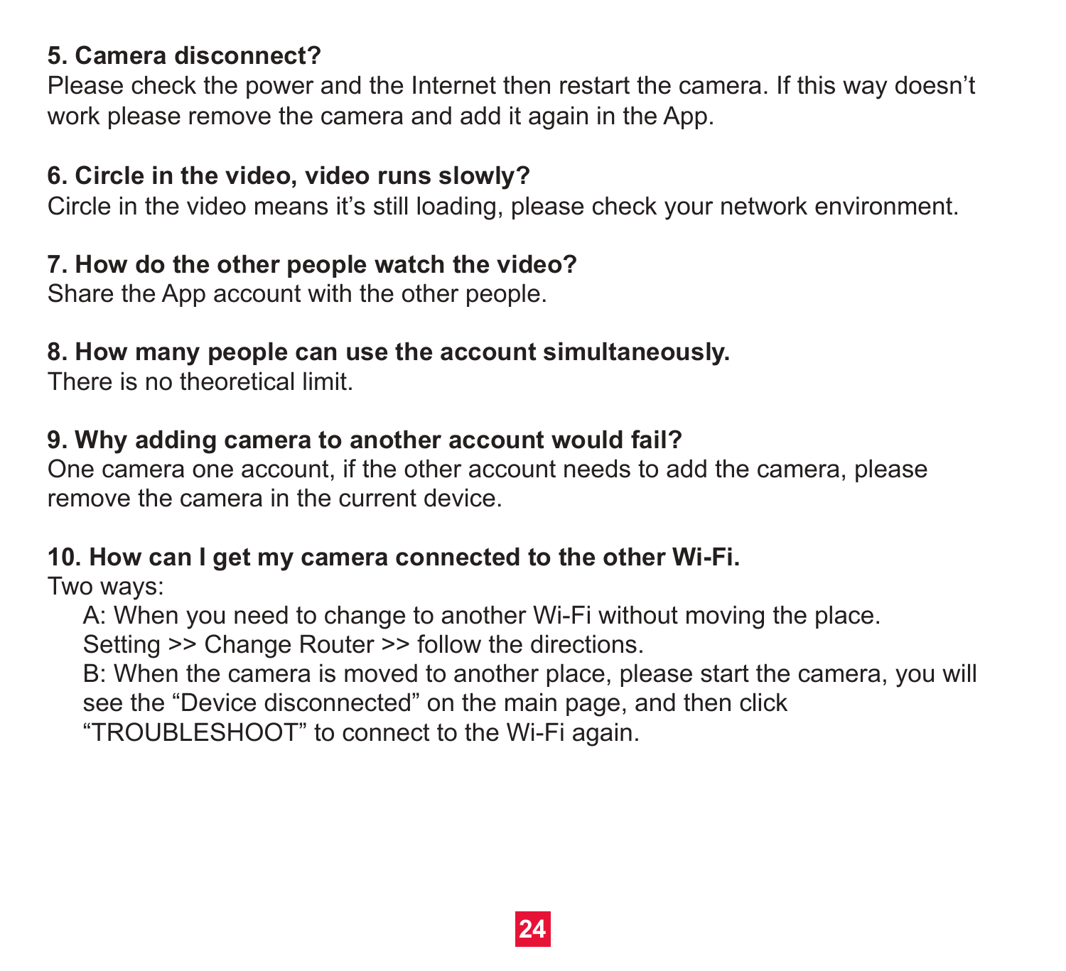**5. Camera disconnect?**

Please check the power and the Internet then restart the camera. If this way doesn’t work please remove the camera and add it again in the App.

**6. Circle in the video, video runs slowly?**

Circle in the video means it’s still loading, please check your network environment.

**7. How do the other people watch the video?**

Share the App account with the other people.

**8. How many people can use the account simultaneously.**

There is no theoretical limit.

**9. Why adding camera to another account would fail?**

One camera one account, if the other account needs to add the camera, please remove the camera in the current device.

**10. How can I get my camera connected to the other Wi-Fi.**

Two ways:

A: When you need to change to another Wi-Fi without moving the place.
Setting >> Change Router >> follow the directions.

B: When the camera is moved to another place, please start the camera, you will see the “Device disconnected” on the main page, and then click “TROUBLESHOOT” to connect to the Wi-Fi again.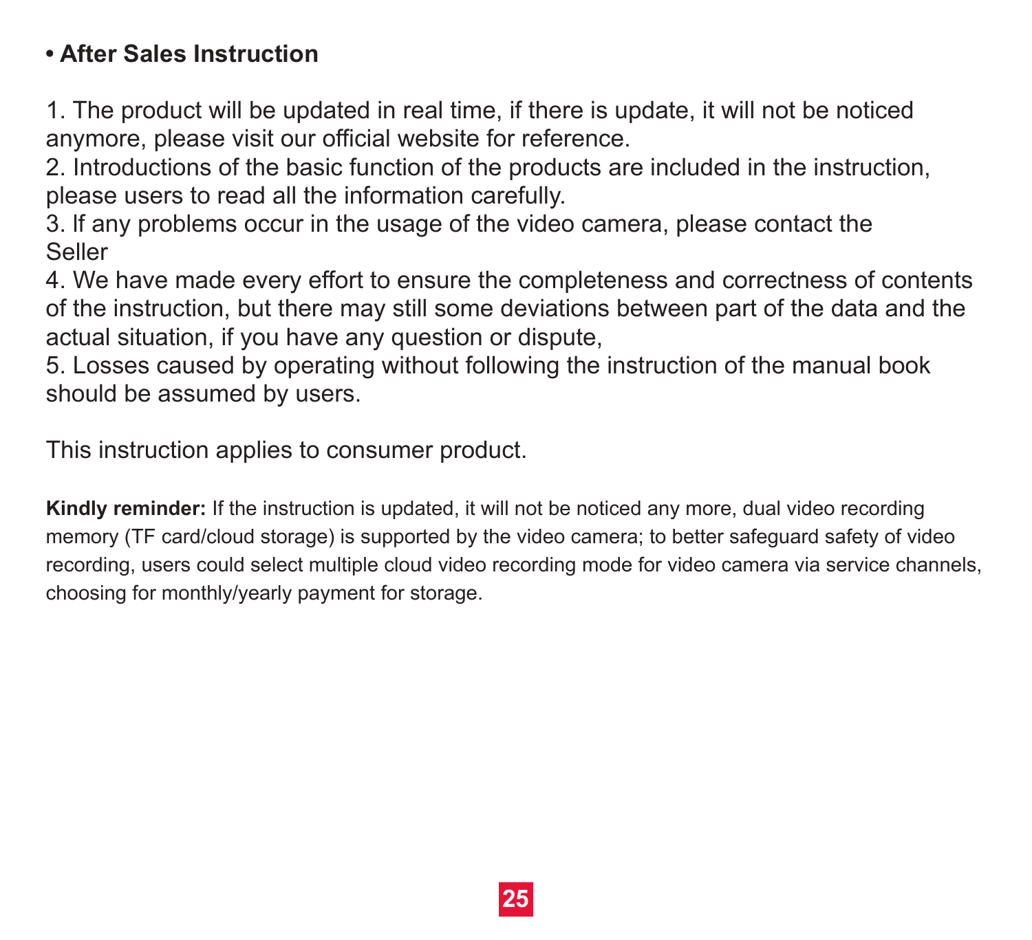## • After Sales Instruction

1. The product will be updated in real time, if there is update, it will not be noticed anymore, please visit our official website for reference.
2. Introductions of the basic function of the products are included in the instruction, please users to read all the information carefully.
3. If any problems occur in the usage of the video camera, please contact the Seller
4. We have made every effort to ensure the completeness and correctness of contents of the instruction, but there may still some deviations between part of the data and the actual situation, if you have any question or dispute,
5. Losses caused by operating without following the instruction of the manual book should be assumed by users.

This instruction applies to consumer product.

**Kindly reminder:** If the instruction is updated, it will not be noticed any more, dual video recording memory (TF card/cloud storage) is supported by the video camera; to better safeguard safety of video recording, users could select multiple cloud video recording mode for video camera via service channels, choosing for monthly/yearly payment for storage.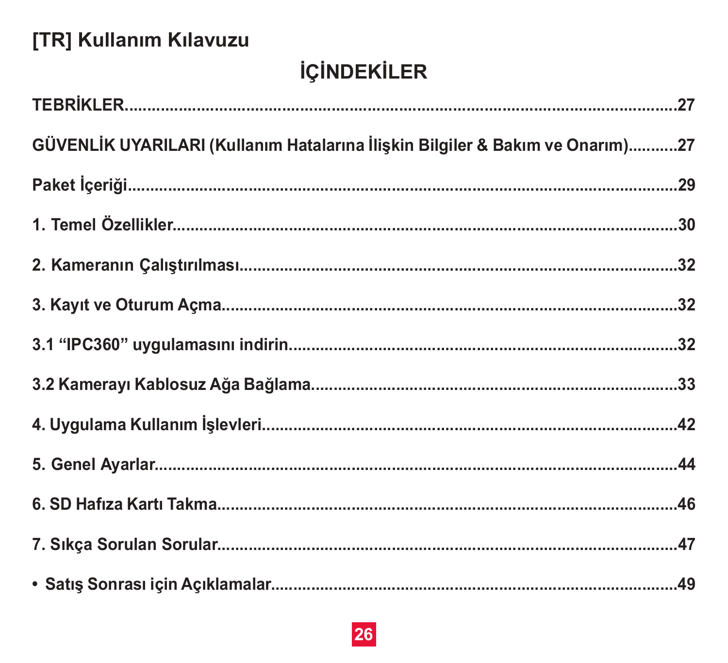# [TR] Kullanım Kılavuzu

## İÇİNDEKİLER

**TEBRİKLER....................................................................................................27**

**GÜVENLİK UYARILARI (Kullanım Hatalarına İlişkin Bilgiler & Bakım ve Onarım)...........27**

**Paket İçeriği....................................................................................................29**

**1. Temel Özellikler..........................................................................................30**

**2. Kameranın Çalıştırılması...............................................................................32**

**3. Kayıt ve Oturum Açma..................................................................................32**

**3.1 "IPC360" uygulamasını indirin.......................................................................32**

**3.2 Kamerayı Kablosuz Ağa Bağlama..................................................................33**

**4. Uygulama Kullanım İşlevleri...........................................................................42**

**5. Genel Ayarlar..................................................................................................44**

**6. SD Hafıza Kartı Takma....................................................................................46**

**7. Sıkça Sorulan Sorular.....................................................................................47**

**• Satış Sonrası için Açıklamalar.........................................................................49**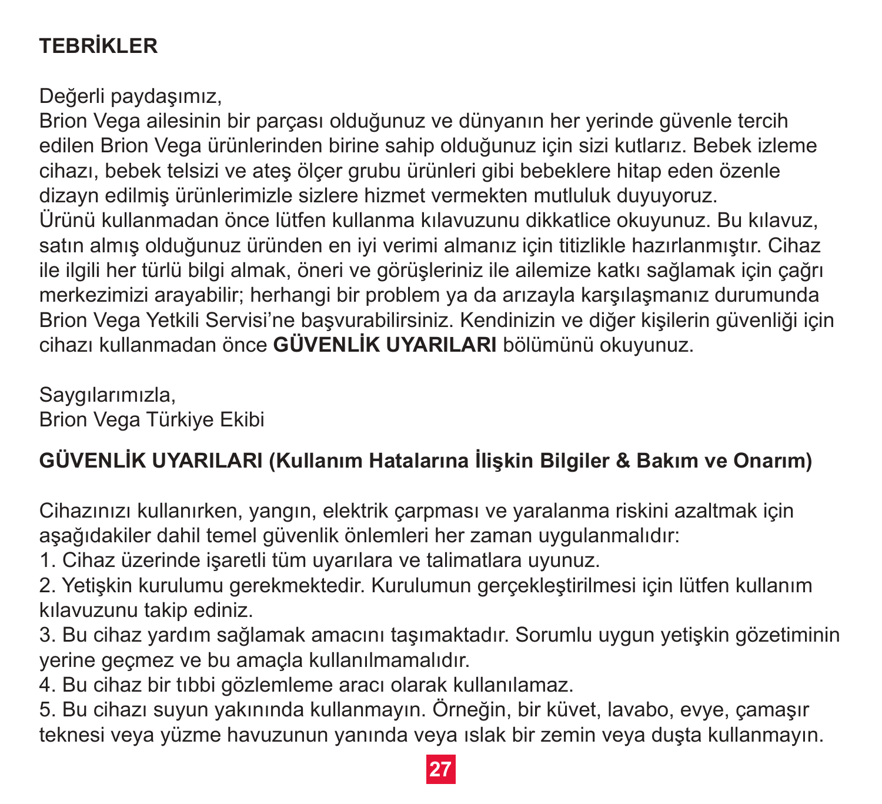## TEBRİKLER

Değerli paydaşımız,
Brion Vega ailesinin bir parçası olduğunuz ve dünyanın her yerinde güvenle tercih edilen Brion Vega ürünlerinden birine sahip olduğunuz için sizi kutlarız. Bebek izleme cihazı, bebek telsizi ve ateş ölçer grubu ürünleri gibi bebeklere hitap eden özenle dizayn edilmiş ürünlerimizle sizlere hizmet vermekten mutluluk duyuyoruz.
Ürünü kullanmadan önce lütfen kullanma kılavuzunu dikkatlice okuyunuz. Bu kılavuz, satın almış olduğunuz üründen en iyi verimi almanız için titizlikle hazırlanmıştır. Cihaz ile ilgili her türlü bilgi almak, öneri ve görüşleriniz ile ailemize katkı sağlamak için çağrı merkezimizi arayabilir; herhangi bir problem ya da arızayla karşılaşmanız durumunda Brion Vega Yetkili Servisi'ne başvurabilirsiniz. Kendinizin ve diğer kişilerin güvenliği için cihazı kullanmadan önce **GÜVENLİK UYARILARI** bölümünü okuyunuz.

Saygılarımızla,
Brion Vega Türkiye Ekibi

## GÜVENLİK UYARILARI (Kullanım Hatalarına İlişkin Bilgiler & Bakım ve Onarım)

Cihazınızı kullanırken, yangın, elektrik çarpması ve yaralanma riskini azaltmak için aşağıdakiler dahil temel güvenlik önlemleri her zaman uygulanmalıdır:

1. Cihaz üzerinde işaretli tüm uyarılara ve talimatlara uyunuz.
2. Yetişkin kurulumu gerekmektedir. Kurulumun gerçekleştirilmesi için lütfen kullanım kılavuzunu takip ediniz.
3. Bu cihaz yardım sağlamak amacını taşımaktadır. Sorumlu uygun yetişkin gözetiminin yerine geçmez ve bu amaçla kullanılmamalıdır.
4. Bu cihaz bir tıbbi gözlemleme aracı olarak kullanılamaz.
5. Bu cihazı suyun yakınında kullanmayın. Örneğin, bir küvet, lavabo, evye, çamaşır teknesi veya yüzme havuzunun yanında veya ıslak bir zemin veya duşta kullanmayın.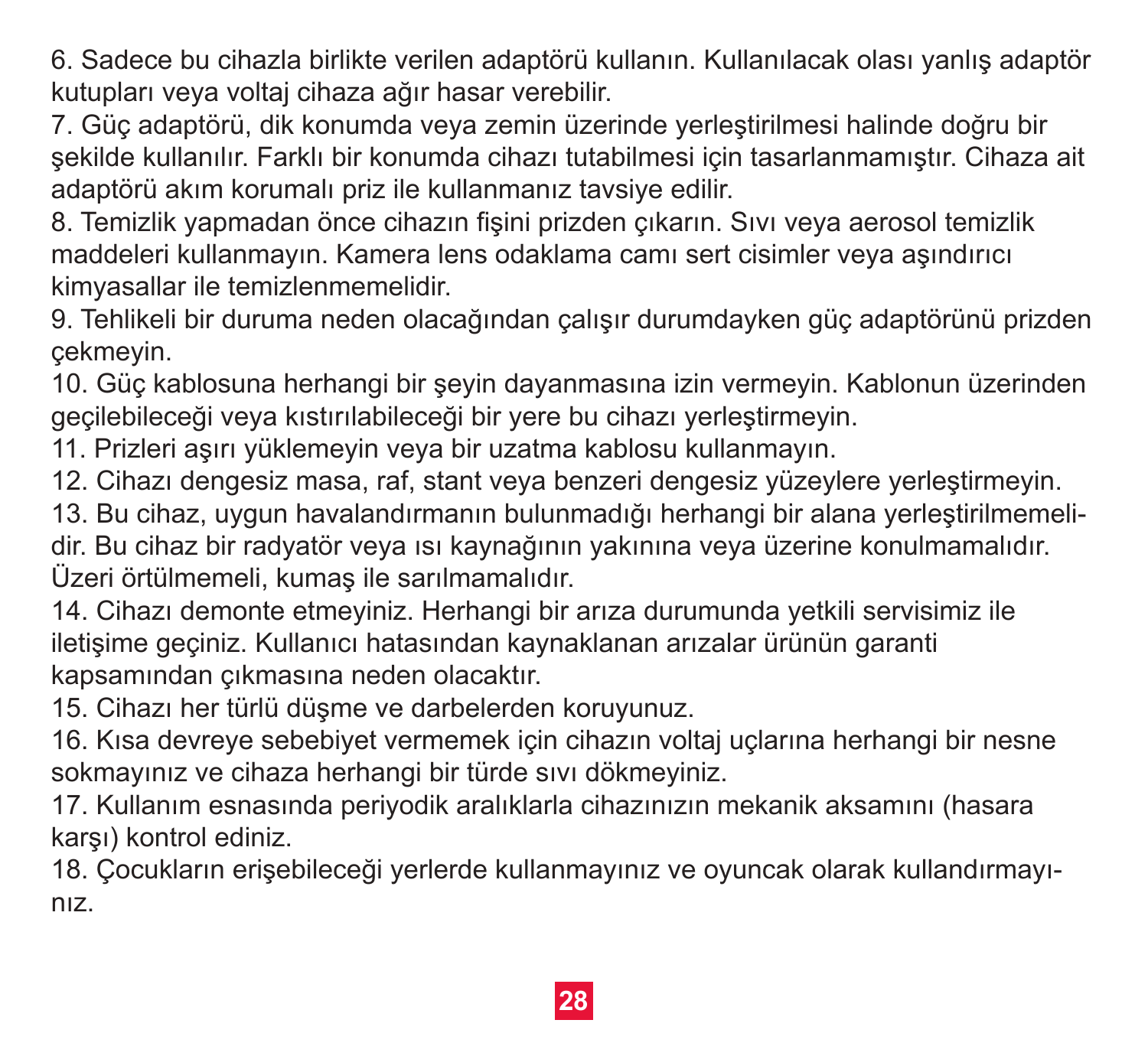6. Sadece bu cihazla birlikte verilen adaptörü kullanın. Kullanılacak olası yanlış adaptör kutupları veya voltaj cihaza ağır hasar verebilir.
7. Güç adaptörü, dik konumda veya zemin üzerinde yerleştirilmesi halinde doğru bir şekilde kullanılır. Farklı bir konumda cihazı tutabilmesi için tasarlanmamıştır. Cihaza ait adaptörü akım korumalı priz ile kullanmanız tavsiye edilir.
8. Temizlik yapmadan önce cihazın fişini prizden çıkarın. Sıvı veya aerosol temizlik maddeleri kullanmayın. Kamera lens odaklama camı sert cisimler veya aşındırıcı kimyasallar ile temizlenmemelidir.
9. Tehlikeli bir duruma neden olacağından çalışır durumdayken güç adaptörünü prizden çekmeyin.
10. Güç kablosuna herhangi bir şeyin dayanmasına izin vermeyin. Kablonun üzerinden geçilebileceği veya kıstırılabileceği bir yere bu cihazı yerleştirmeyin.
11. Prizleri aşırı yüklemeyin veya bir uzatma kablosu kullanmayın.
12. Cihazı dengesiz masa, raf, stant veya benzeri dengesiz yüzeylere yerleştirmeyin.
13. Bu cihaz, uygun havalandırmanın bulunmadığı herhangi bir alana yerleştirilmemelidir. Bu cihaz bir radyatör veya ısı kaynağının yakınına veya üzerine konulmamalıdır. Üzeri örtülmemeli, kumaş ile sarılmamalıdır.
14. Cihazı demonte etmeyiniz. Herhangi bir arıza durumunda yetkili servisimiz ile iletişime geçiniz. Kullanıcı hatasından kaynaklanan arızalar ürünün garanti kapsamından çıkmasına neden olacaktır.
15. Cihazı her türlü düşme ve darbelerden koruyunuz.
16. Kısa devreye sebebiyet vermemek için cihazın voltaj uçlarına herhangi bir nesne sokmayınız ve cihaza herhangi bir türde sıvı dökmeyiniz.
17. Kullanım esnasında periyodik aralıklarla cihazınızın mekanik aksamını (hasara karşı) kontrol ediniz.
18. Çocukların erişebileceği yerlerde kullanmayınız ve oyuncak olarak kullandırmayınız.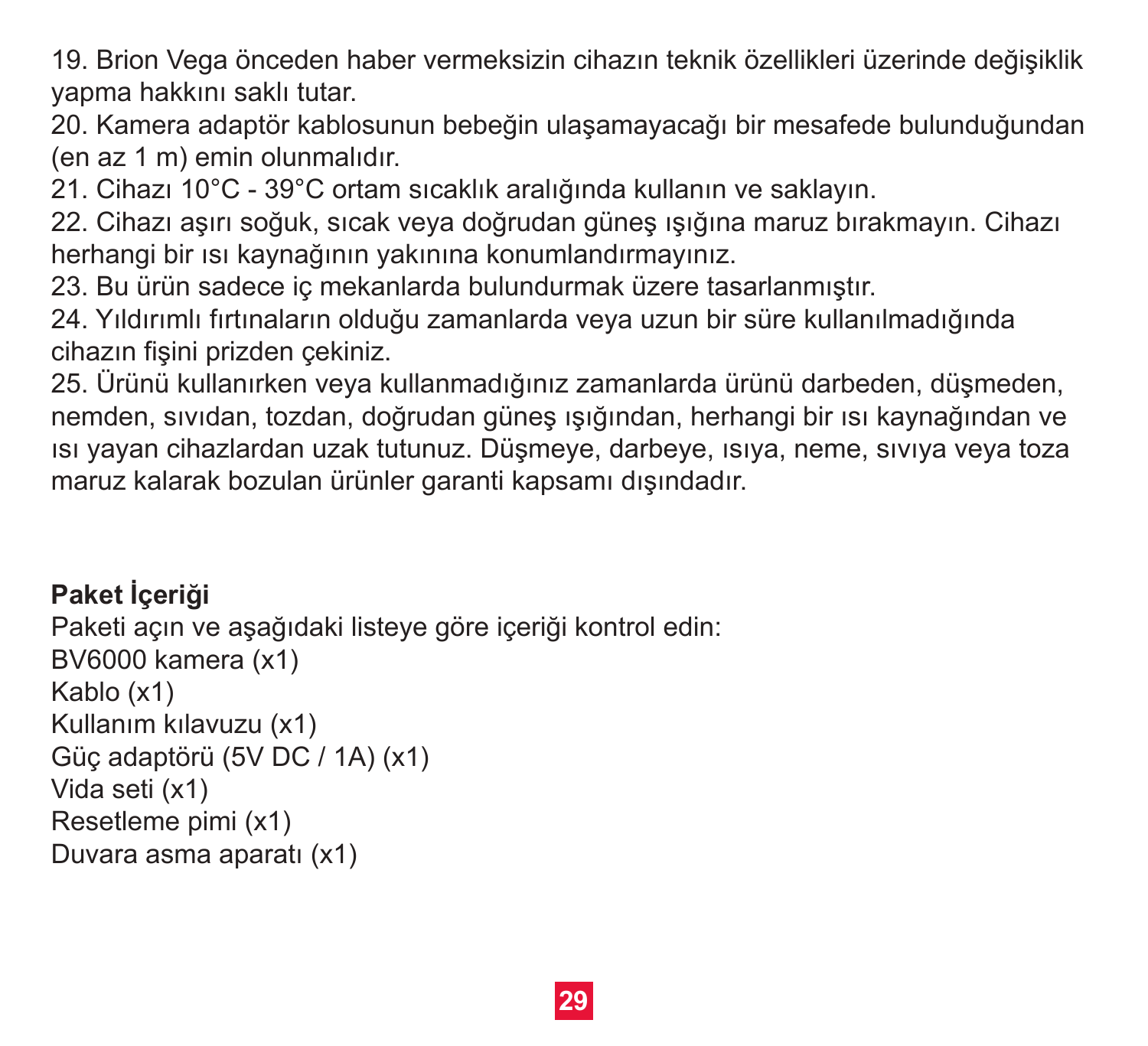19. Brion Vega önceden haber vermeksizin cihazın teknik özellikleri üzerinde değişiklik yapma hakkını saklı tutar.
20. Kamera adaptör kablosunun bebeğin ulaşamayacağı bir mesafede bulunduğundan (en az 1 m) emin olunmalıdır.
21. Cihazı 10°C - 39°C ortam sıcaklık aralığında kullanın ve saklayın.
22. Cihazı aşırı soğuk, sıcak veya doğrudan güneş ışığına maruz bırakmayın. Cihazı herhangi bir ısı kaynağının yakınına konumlandırmayınız.
23. Bu ürün sadece iç mekanlarda bulundurmak üzere tasarlanmıştır.
24. Yıldırımlı fırtınaların olduğu zamanlarda veya uzun bir süre kullanılmadığında cihazın fişini prizden çekiniz.
25. Ürünü kullanırken veya kullanmadığınız zamanlarda ürünü darbeden, düşmeden, nemden, sıvıdan, tozdan, doğrudan güneş ışığından, herhangi bir ısı kaynağından ve ısı yayan cihazlardan uzak tutunuz. Düşmeye, darbeye, ısıya, neme, sıvıya veya toza maruz kalarak bozulan ürünler garanti kapsamı dışındadır.

**Paket İçeriği**

Paketi açın ve aşağıdaki listeye göre içeriği kontrol edin:
BV6000 kamera (x1)
Kablo (x1)
Kullanım kılavuzu (x1)
Güç adaptörü (5V DC / 1A) (x1)
Vida seti (x1)
Resetleme pimi (x1)
Duvara asma aparatı (x1)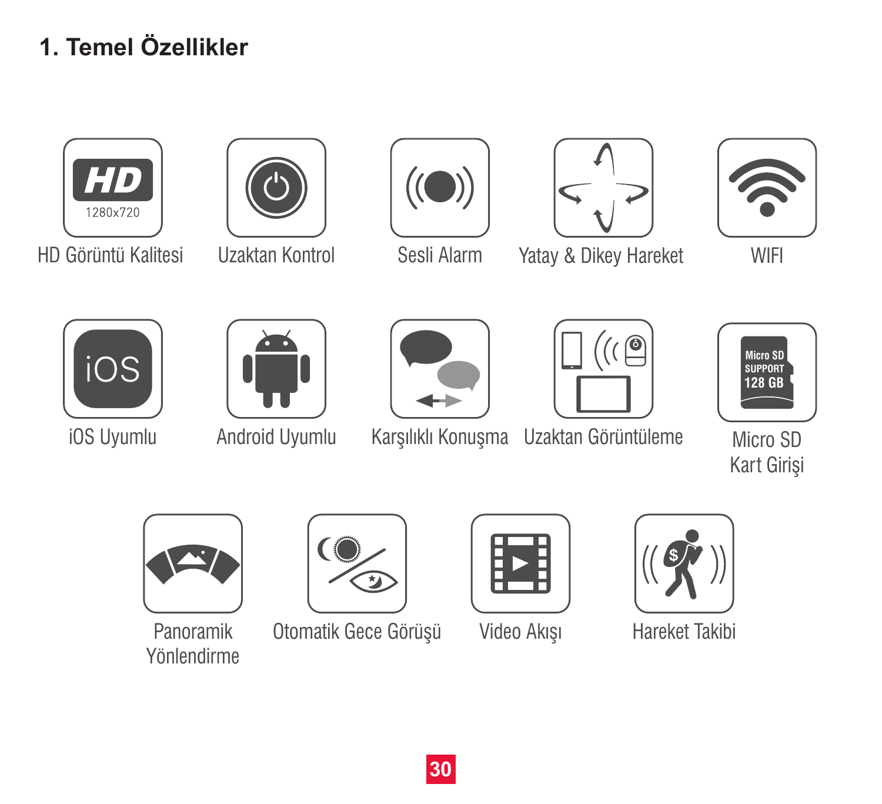# 1. Temel Özellikler

- HD Görüntü Kalitesi (1280x720)
- Uzaktan Kontrol
- Sesli Alarm
- Yatay & Dikey Hareket
- WIFI
- iOS Uyumlu
- Android Uyumlu
- Karşılıklı Konuşma
- Uzaktan Görüntüleme
- Micro SD Kart Girişi (Micro SD SUPPORT 128 GB)
- Panoramik Yönlendirme
- Otomatik Gece Görüşü
- Video Akışı
- Hareket Takibi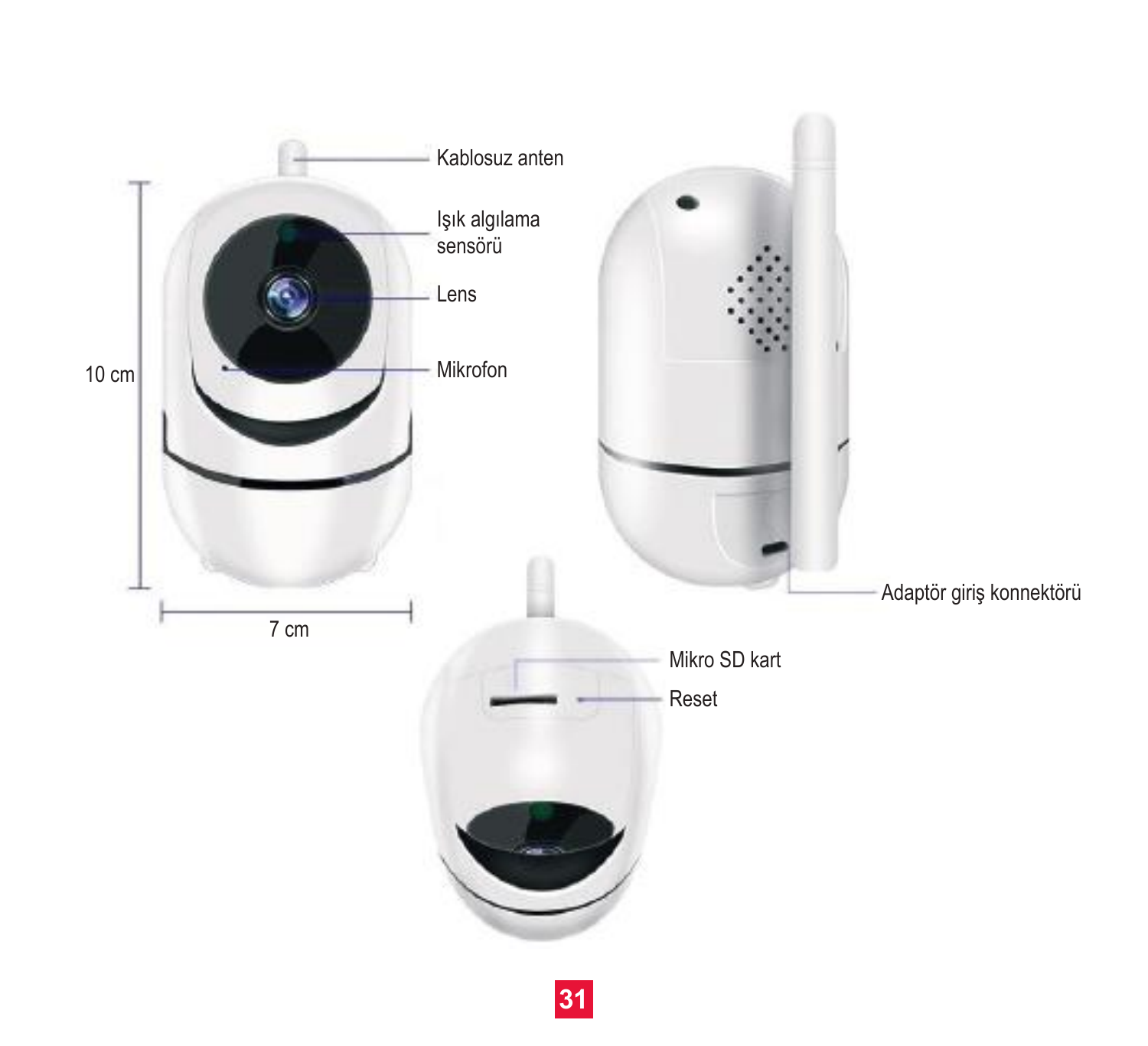Kablosuz anten

Işık algılama sensörü

Lens

Mikrofon

10 cm

7 cm

Adaptör giriş konnektörü

Mikro SD kart

Reset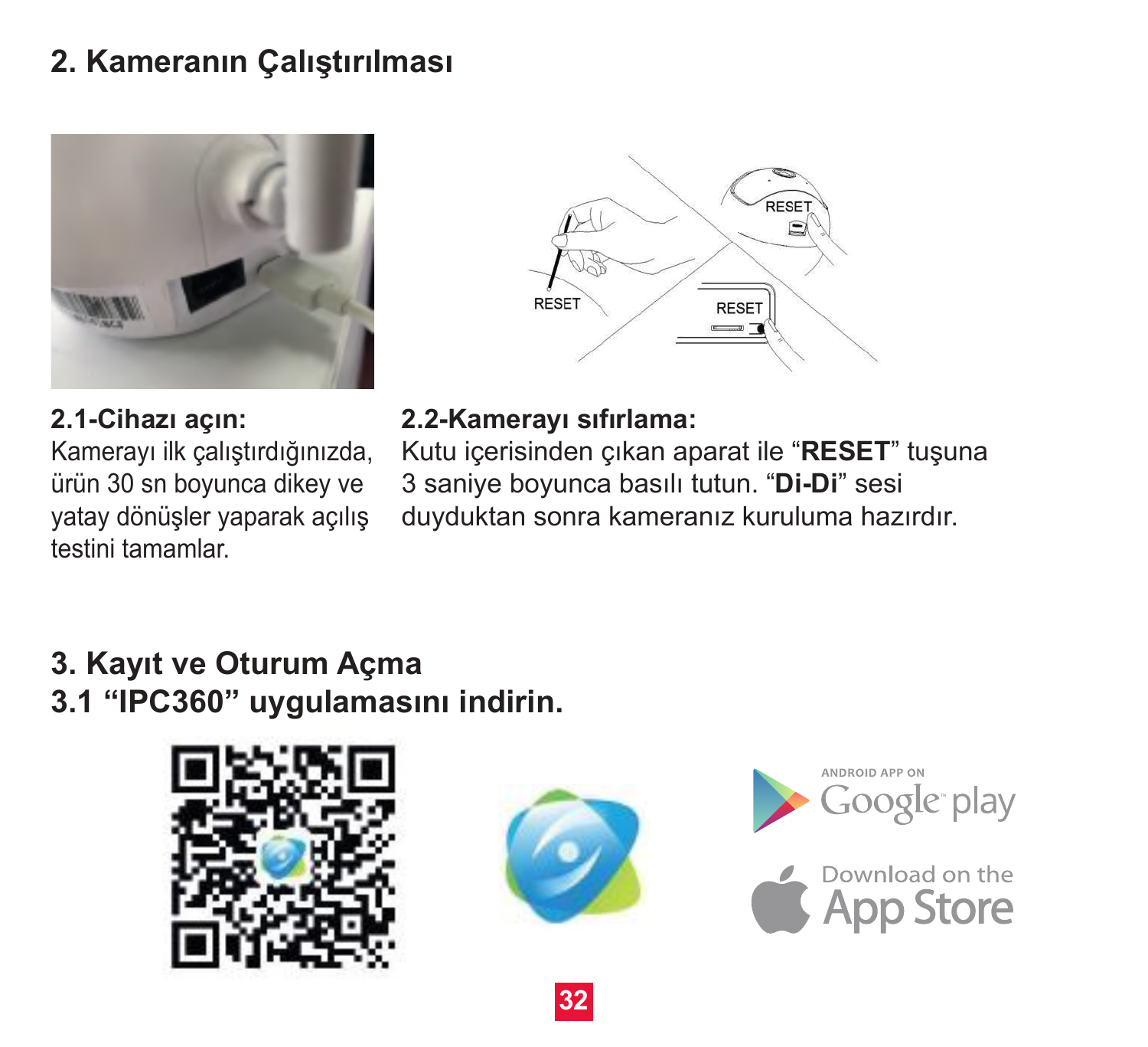## 2. Kameranın Çalıştırılması

**2.1-Cihazı açın:**
Kamerayı ilk çalıştırdığınızda, ürün 30 sn boyunca dikey ve yatay dönüşler yaparak açılış testini tamamlar.

**2.2-Kamerayı sıfırlama:**
Kutu içerisinden çıkan aparat ile “**RESET**” tuşuna 3 saniye boyunca basılı tutun. “**Di-Di**” sesi duyduktan sonra kameranız kuruluma hazırdır.

## 3. Kayıt ve Oturum Açma

### 3.1 “IPC360” uygulamasını indirin.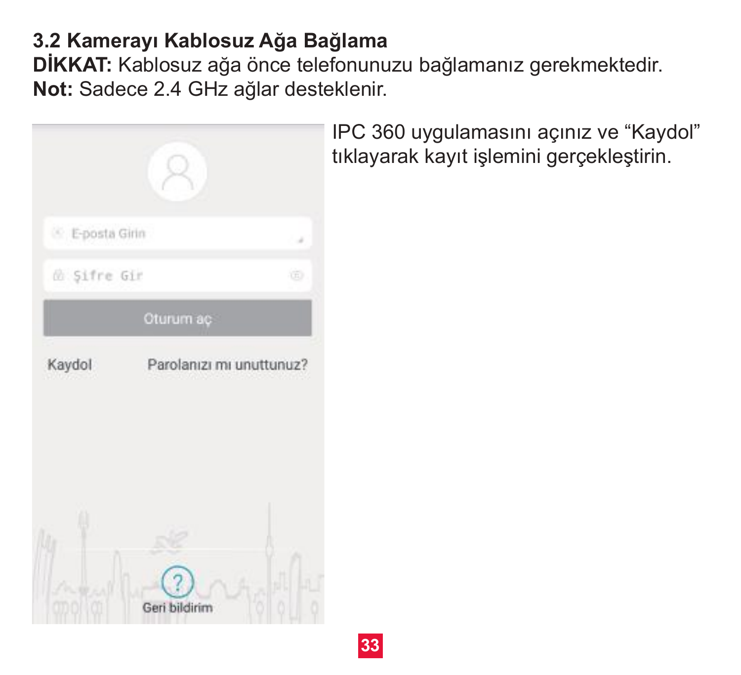### 3.2 Kamerayı Kablosuz Ağa Bağlama

**DİKKAT:** Kablosuz ağa önce telefonunuzu bağlamanız gerekmektedir.
**Not:** Sadece 2.4 GHz ağlar desteklenir.

E-posta Girin

Şifre Gir

Oturum aç

Kaydol    Parolanızı mı unuttunuz?

Geri bildirim

IPC 360 uygulamasını açınız ve "Kaydol" tıklayarak kayıt işlemini gerçekleştirin.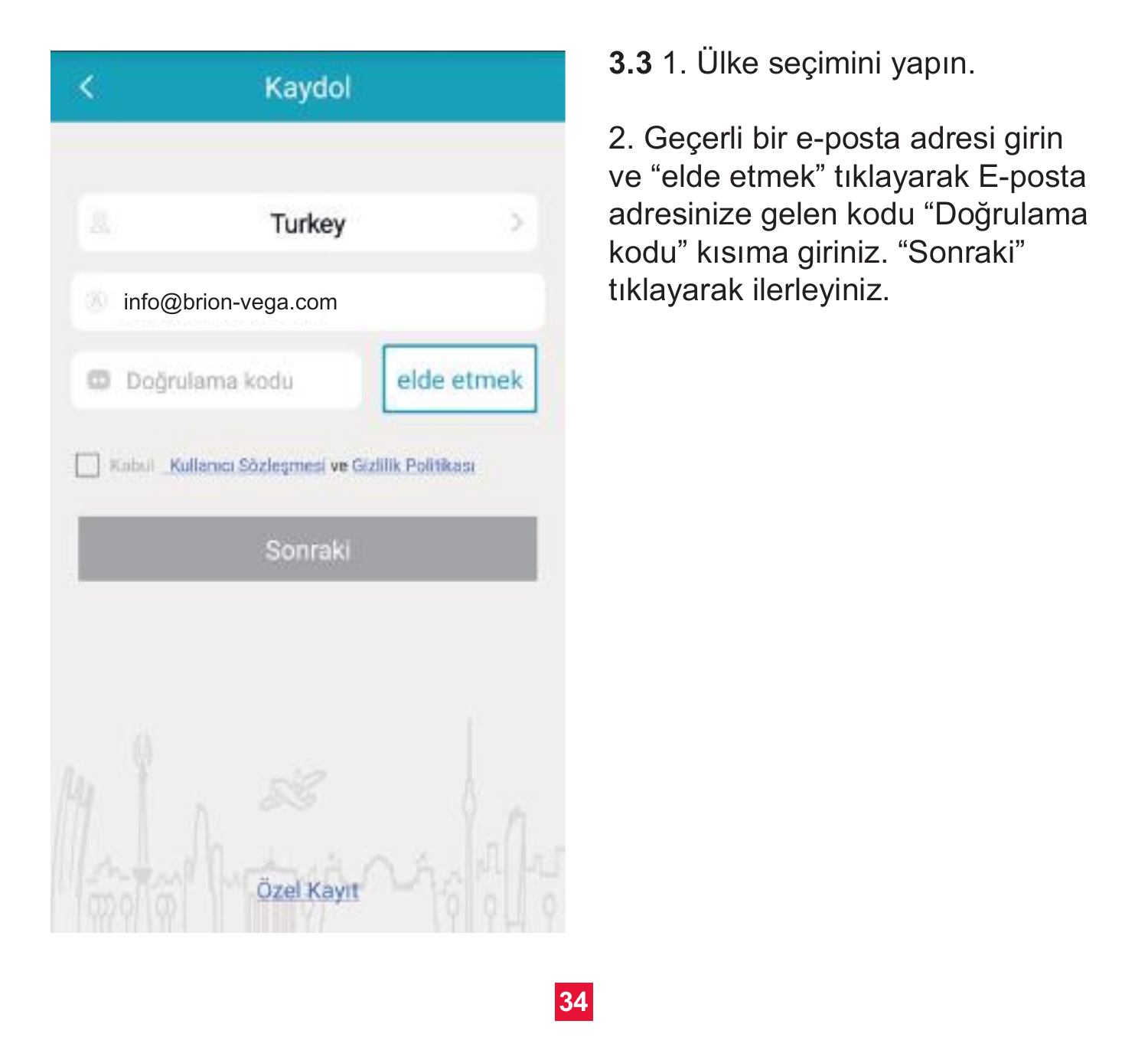**3.3** 1. Ülke seçimini yapın.

2. Geçerli bir e-posta adresi girin ve “elde etmek” tıklayarak E-posta adresinize gelen kodu “Doğrulama kodu” kısıma giriniz. “Sonraki” tıklayarak ilerleyiniz.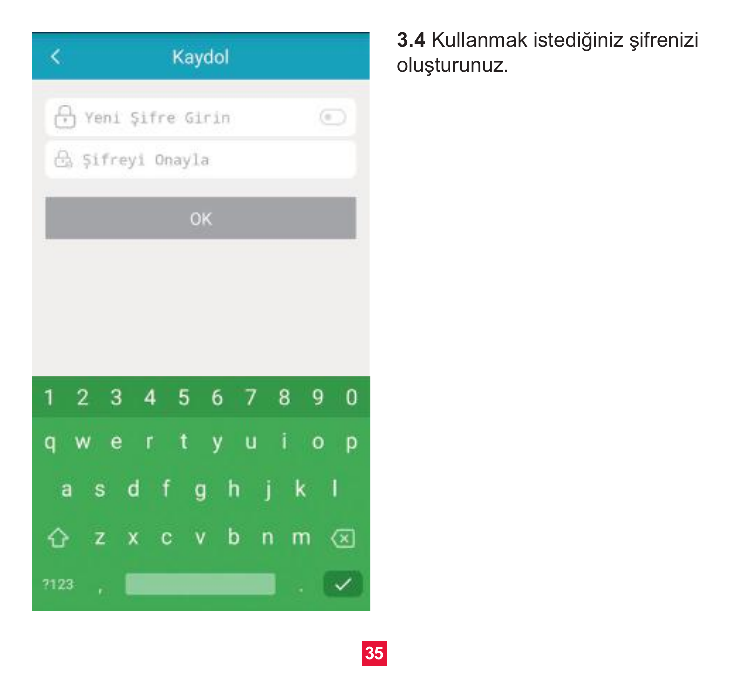**3.4** Kullanmak istediğiniz şifrenizi oluşturunuz.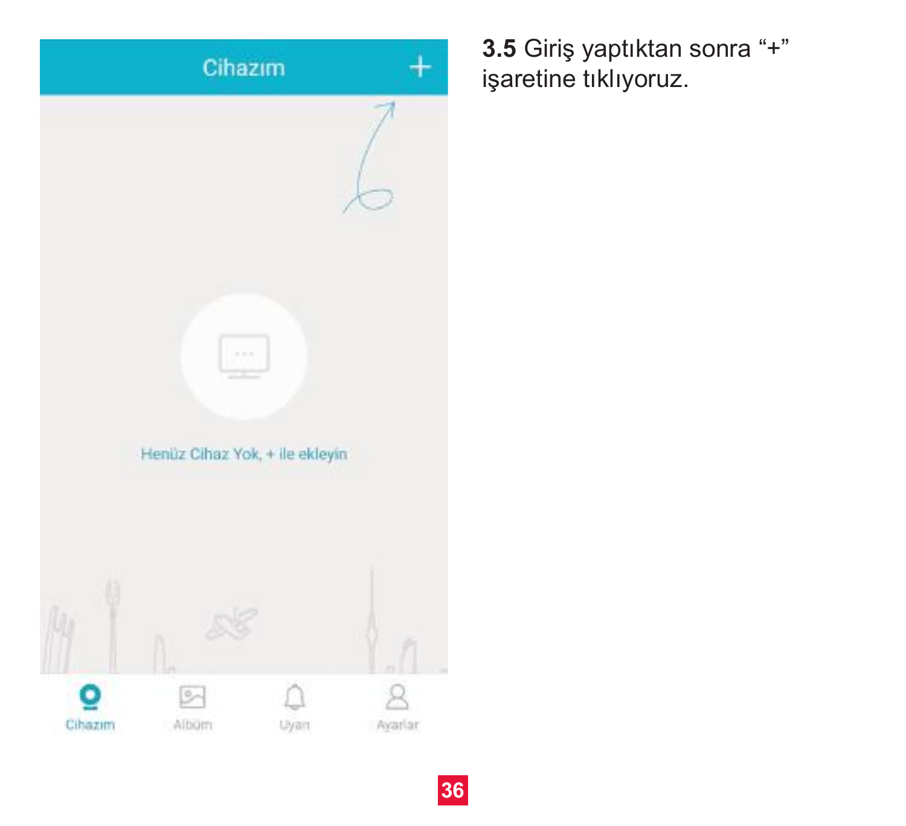Cihazım +

Henüz Cihaz Yok, + ile ekleyin

Cihazım Albüm Uyarı Ayarlar

**3.5** Giriş yaptıktan sonra "+" işaretine tıklıyoruz.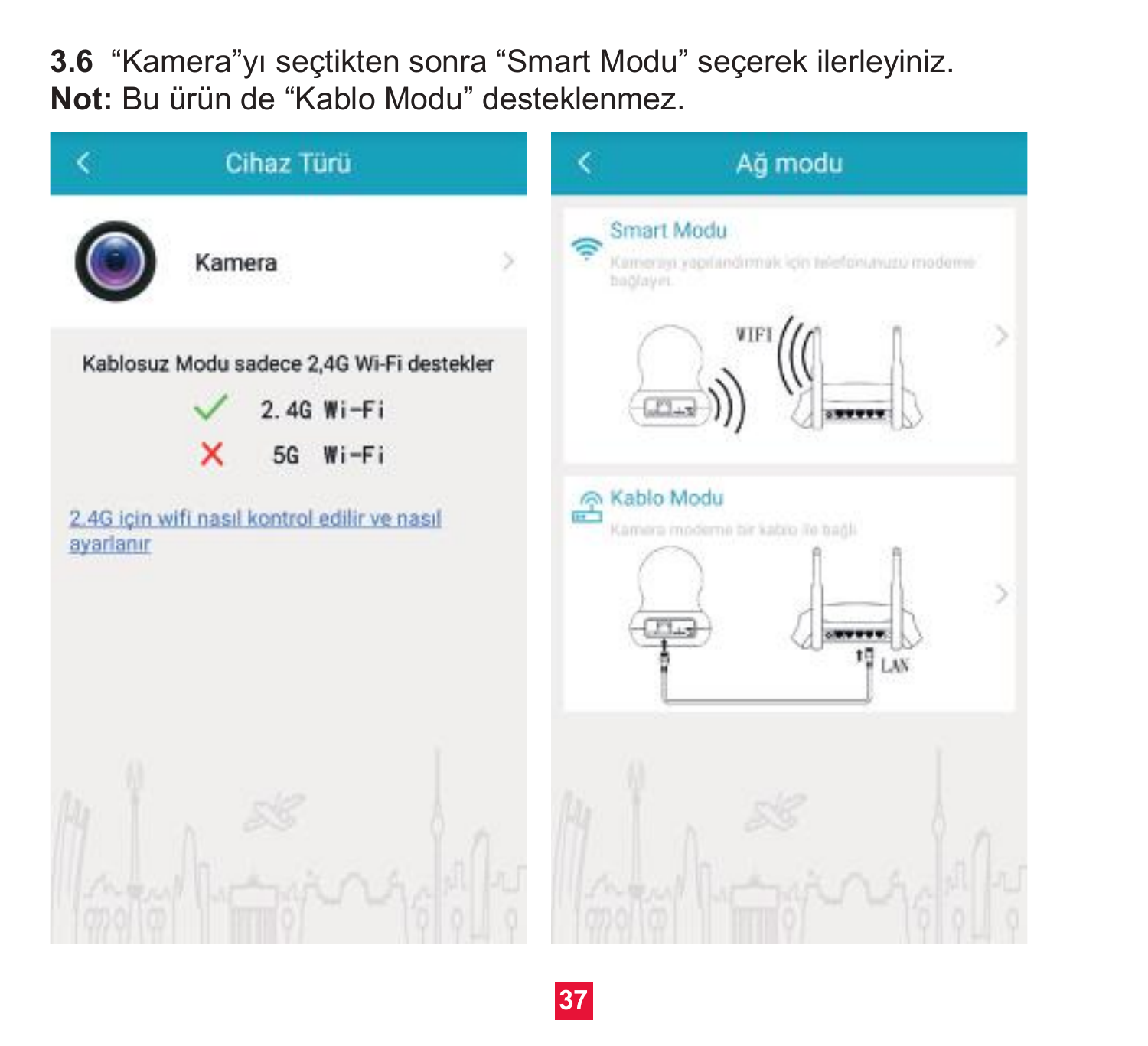**3.6** “Kamera”yı seçtikten sonra “Smart Modu” seçerek ilerleyiniz.

**Not:** Bu ürün de “Kablo Modu” desteklenmez.

Cihaz Türü

Kamera

Kablosuz Modu sadece 2,4G Wi-Fi destekler

✓ 2.4G Wi-Fi

✗ 5G Wi-Fi

2.4G için wifi nasıl kontrol edilir ve nasıl ayarlanır

Ağ modu

Smart Modu

Kamerayı yapılandırmak için telefonunuzu modeme bağlayın

WIFI

Kablo Modu

Kamera modeme bir kablo ile bağlı

LAN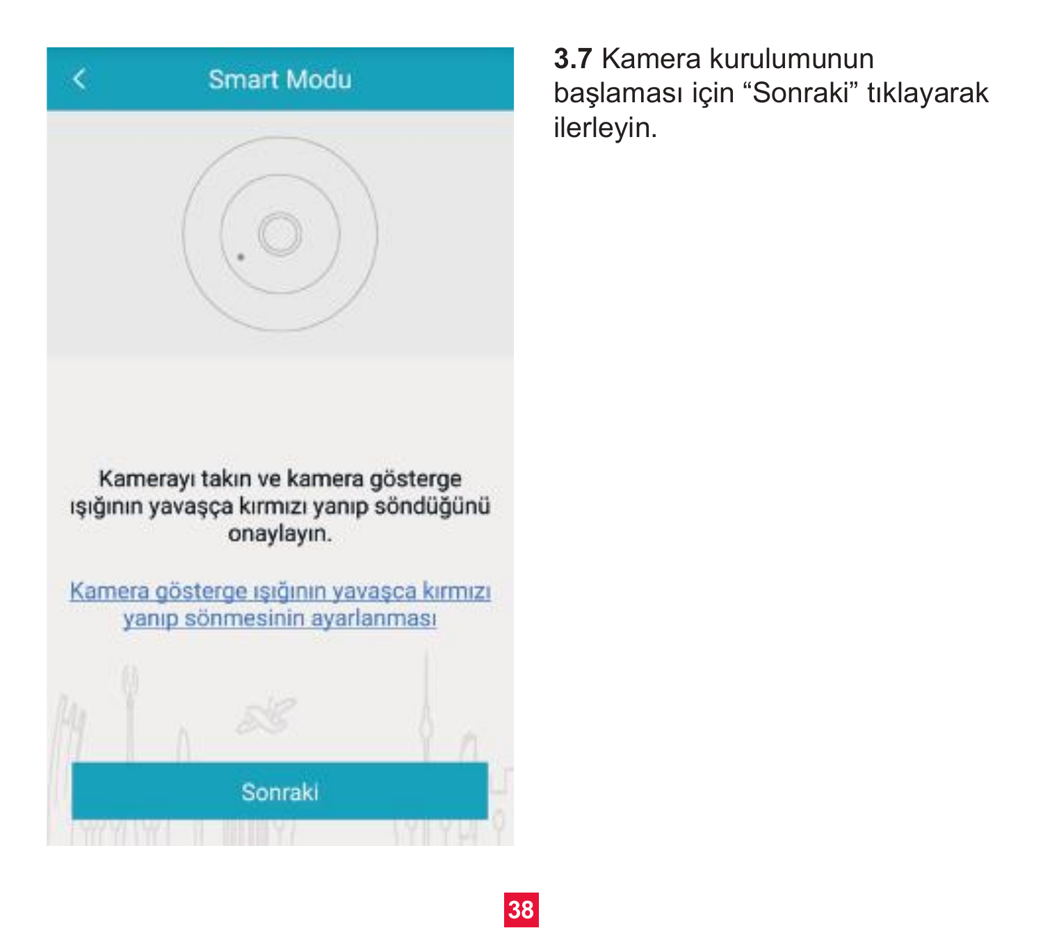Smart Modu

Kamerayı takın ve kamera gösterge ışığının yavaşça kırmızı yanıp söndüğünü onaylayın.

Kamera gösterge ışığının yavaşca kırmızı yanıp sönmesinin ayarlanması

Sonraki

**3.7** Kamera kurulumunun başlaması için "Sonraki" tıklayarak ilerleyin.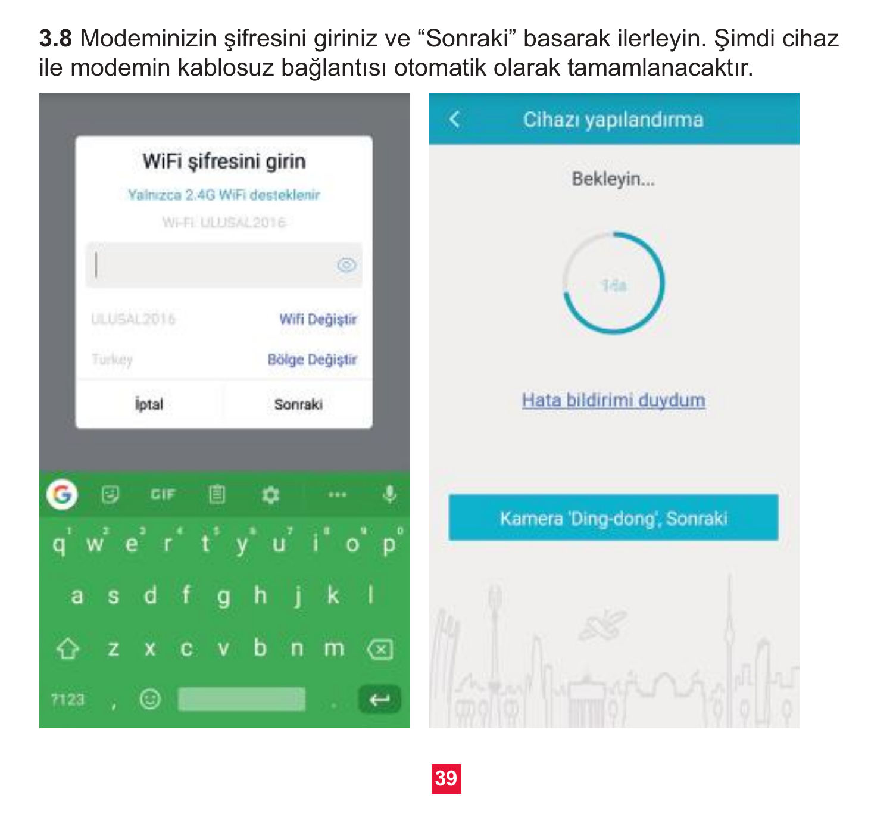**3.8** Modeminizin şifresini giriniz ve "Sonraki" basarak ilerleyin. Şimdi cihaz ile modemin kablosuz bağlantısı otomatik olarak tamamlanacaktır.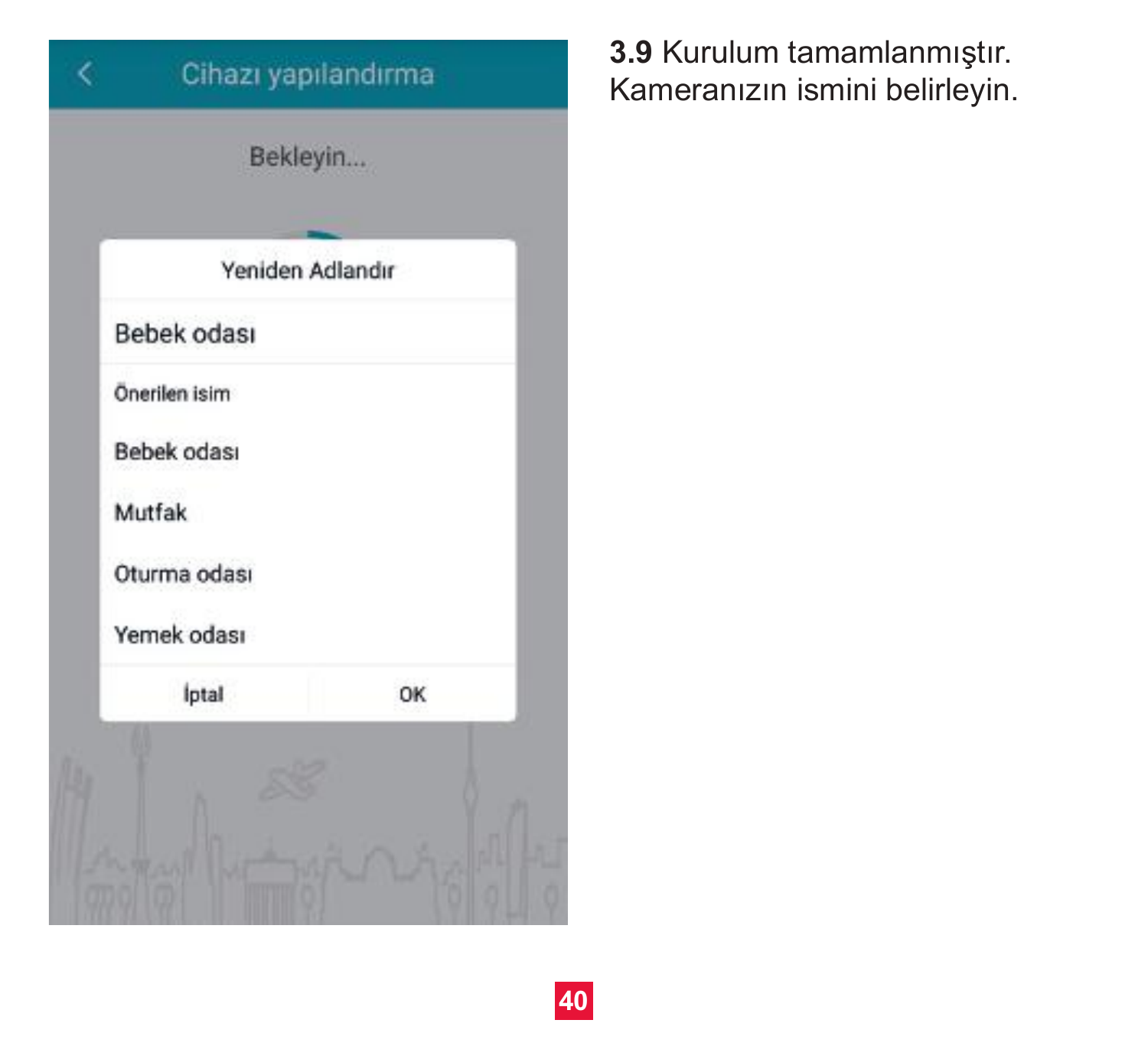**3.9** Kurulum tamamlanmıştır. Kameranızın ismini belirleyin.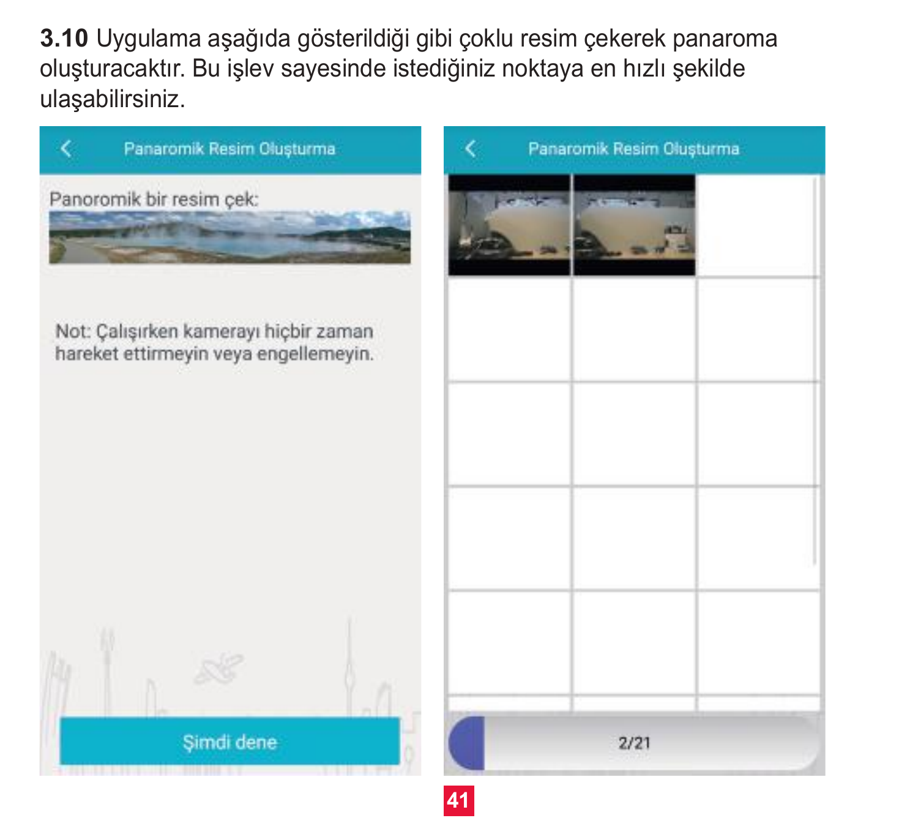**3.10** Uygulama aşağıda gösterildiği gibi çoklu resim çekerek panaroma oluşturacaktır. Bu işlev sayesinde istediğiniz noktaya en hızlı şekilde ulaşabilirsiniz.

Panaromik Resim Oluşturma

Panoromik bir resim çek:

Not: Çalışırken kamerayı hiçbir zaman hareket ettirmeyin veya engellemeyin.

Şimdi dene

Panaromik Resim Oluşturma

2/21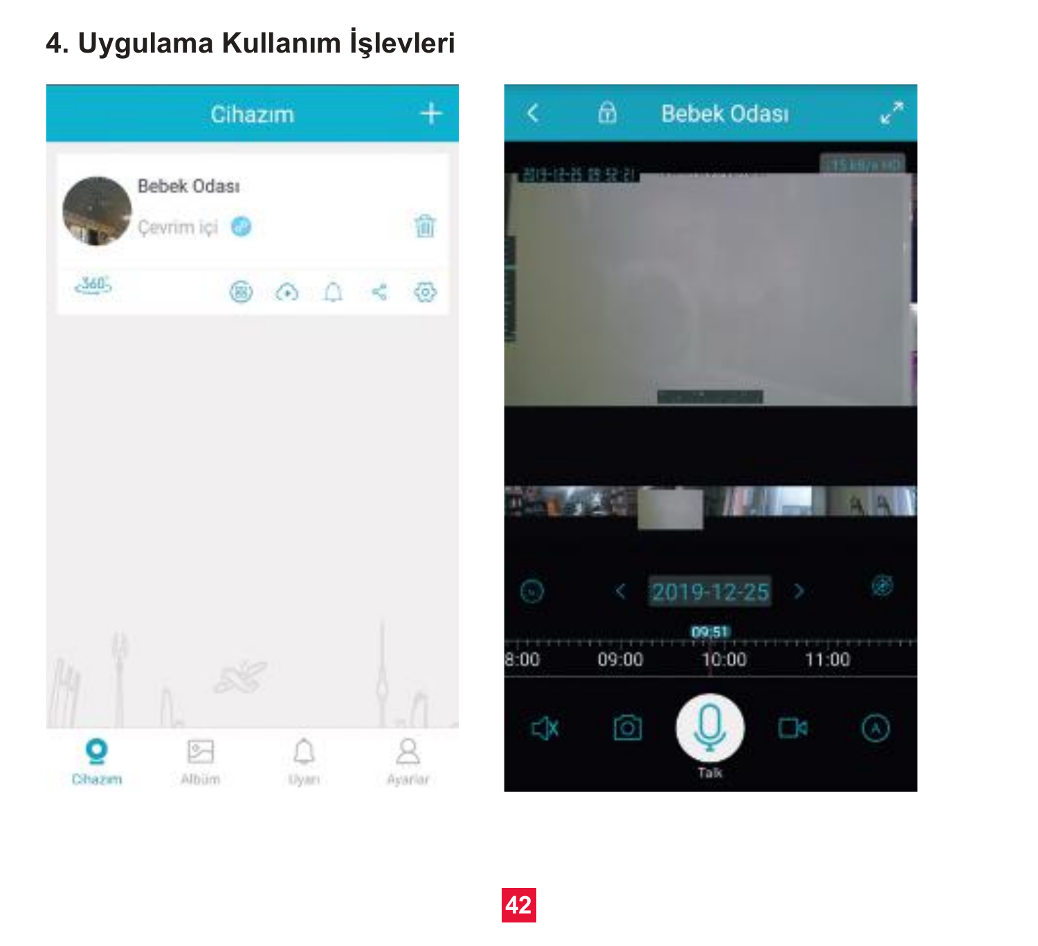# 4. Uygulama Kullanım İşlevleri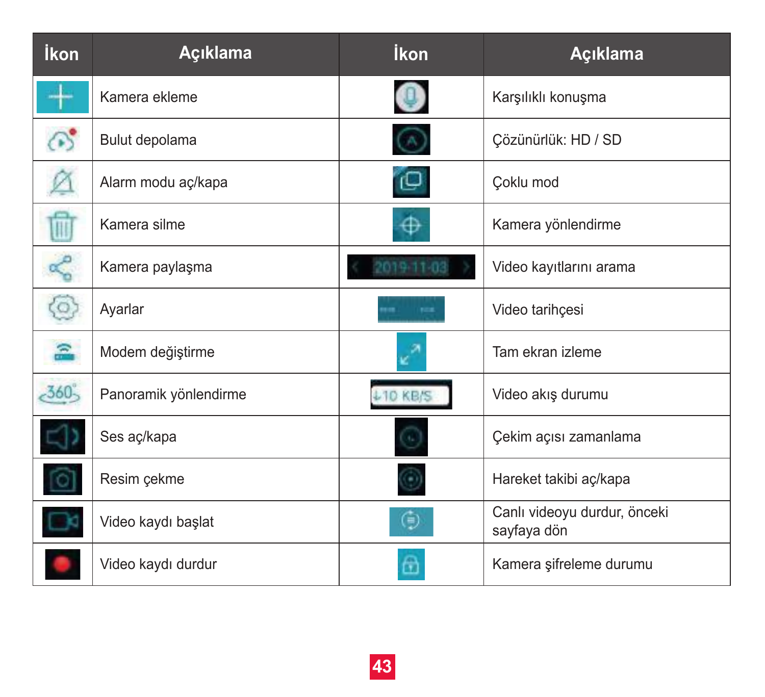| İkon | Açıklama | İkon | Açıklama |
|---|---|---|---|
| | Kamera ekleme | | Karşılıklı konuşma |
| | Bulut depolama | | Çözünürlük: HD / SD |
| | Alarm modu aç/kapa | | Çoklu mod |
| | Kamera silme | | Kamera yönlendirme |
| | Kamera paylaşma | 2019-11-03 | Video kayıtlarını arama |
| | Ayarlar | | Video tarihçesi |
| | Modem değiştirme | | Tam ekran izleme |
| 360° | Panoramik yönlendirme | ↓10 KB/S | Video akış durumu |
| | Ses aç/kapa | | Çekim açısı zamanlama |
| | Resim çekme | | Hareket takibi aç/kapa |
| | Video kaydı başlat | | Canlı videoyu durdur, önceki sayfaya dön |
| | Video kaydı durdur | | Kamera şifreleme durumu |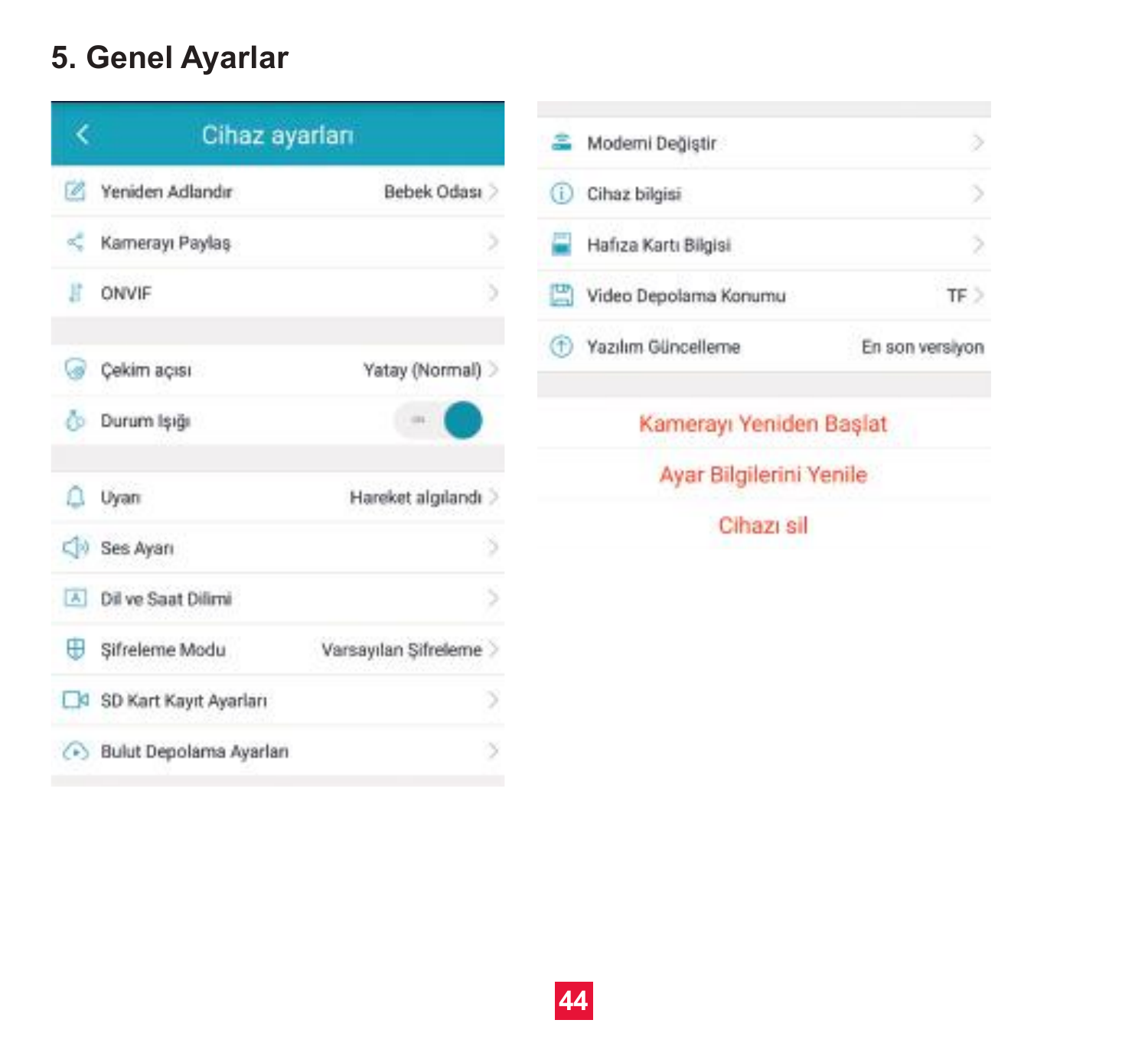# 5. Genel Ayarlar

**Cihaz ayarları**

- Yeniden Adlandır — Bebek Odası
- Kamerayı Paylaş
- ONVIF
- Çekim açısı — Yatay (Normal)
- Durum Işığı
- Uyarı — Hareket algılandı
- Ses Ayarı
- Dil ve Saat Dilimi
- Şifreleme Modu — Varsayılan Şifreleme
- SD Kart Kayıt Ayarları
- Bulut Depolama Ayarları
- Modemi Değiştir
- Cihaz bilgisi
- Hafıza Kartı Bilgisi
- Video Depolama Konumu — TF
- Yazılım Güncelleme — En son versiyon

Kamerayı Yeniden Başlat

Ayar Bilgilerini Yenile

Cihazı sil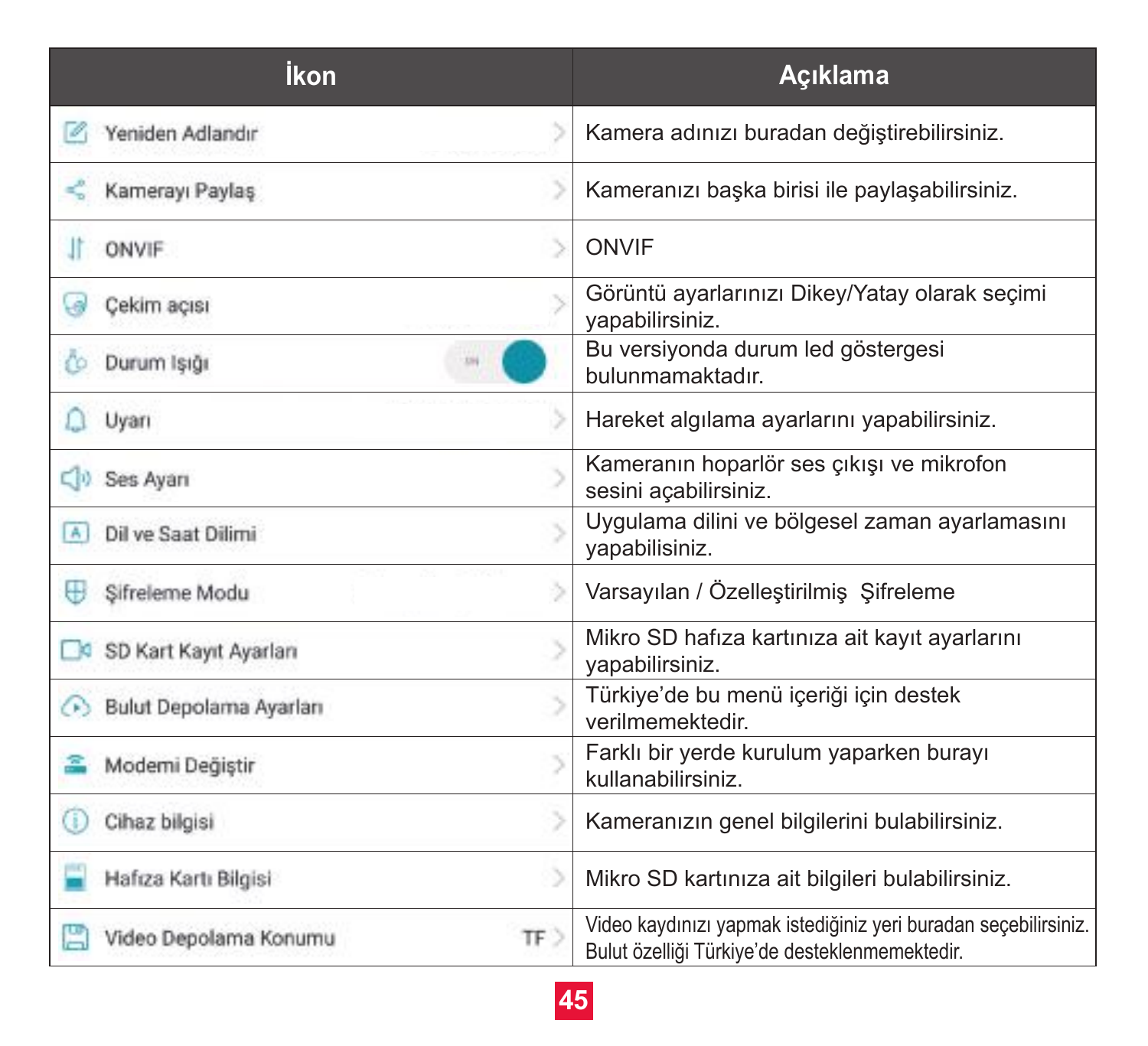| İkon | Açıklama |
|---|---|
| Yeniden Adlandır | Kamera adınızı buradan değiştirebilirsiniz. |
| Kamerayı Paylaş | Kameranızı başka birisi ile paylaşabilirsiniz. |
| ONVIF | ONVIF |
| Çekim açısı | Görüntü ayarlarınızı Dikey/Yatay olarak seçimi yapabilirsiniz. |
| Durum Işığı | Bu versiyonda durum led göstergesi bulunmamaktadır. |
| Uyarı | Hareket algılama ayarlarını yapabilirsiniz. |
| Ses Ayarı | Kameranın hoparlör ses çıkışı ve mikrofon sesini açabilirsiniz. |
| Dil ve Saat Dilimi | Uygulama dilini ve bölgesel zaman ayarlamasını yapabilisiniz. |
| Şifreleme Modu | Varsayılan / Özelleştirilmiş  Şifreleme |
| SD Kart Kayıt Ayarları | Mikro SD hafıza kartınıza ait kayıt ayarlarını yapabilirsiniz. |
| Bulut Depolama Ayarları | Türkiye'de bu menü içeriği için destek verilmemektedir. |
| Modemi Değiştir | Farklı bir yerde kurulum yaparken burayı kullanabilirsiniz. |
| Cihaz bilgisi | Kameranızın genel bilgilerini bulabilirsiniz. |
| Hafıza Kartı Bilgisi | Mikro SD kartınıza ait bilgileri bulabilirsiniz. |
| Video Depolama Konumu TF | Video kaydınızı yapmak istediğiniz yeri buradan seçebilirsiniz. Bulut özelliği Türkiye'de desteklenmemektedir. |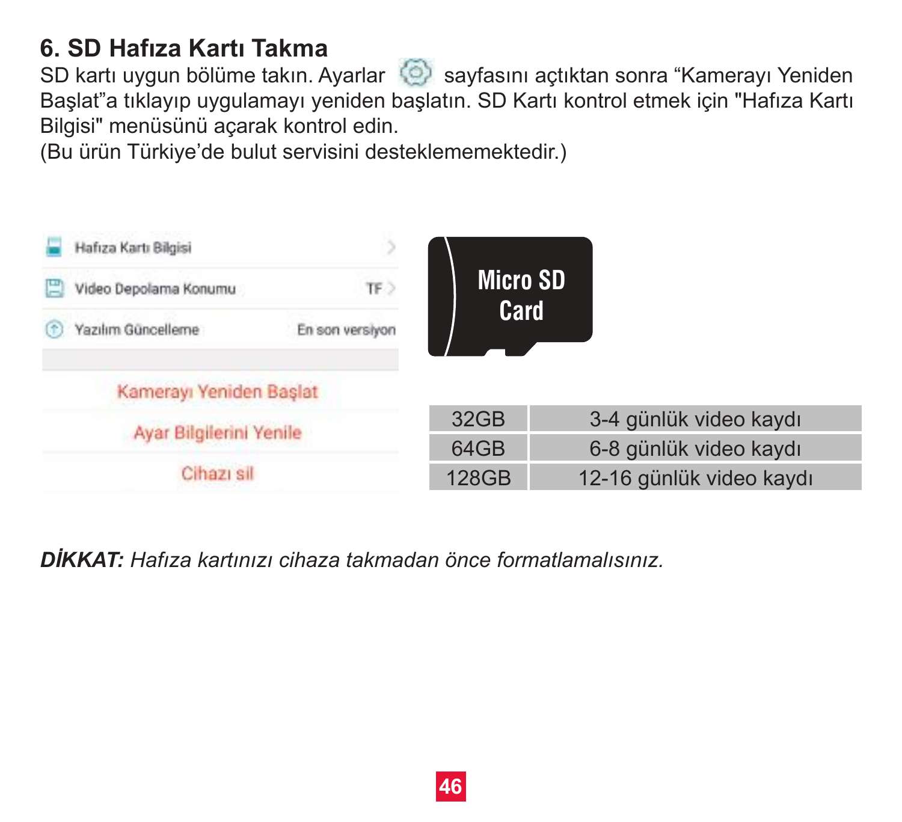## 6. SD Hafıza Kartı Takma

SD kartı uygun bölüme takın. Ayarlar sayfasını açtıktan sonra "Kamerayı Yeniden Başlat"a tıklayıp uygulamayı yeniden başlatın. SD Kartı kontrol etmek için "Hafıza Kartı Bilgisi" menüsünü açarak kontrol edin.
(Bu ürün Türkiye'de bulut servisini desteklememektedir.)

| | |
|---|---|
| 32GB | 3-4 günlük video kaydı |
| 64GB | 6-8 günlük video kaydı |
| 128GB | 12-16 günlük video kaydı |

***DİKKAT:*** *Hafıza kartınızı cihaza takmadan önce formatlamalısınız.*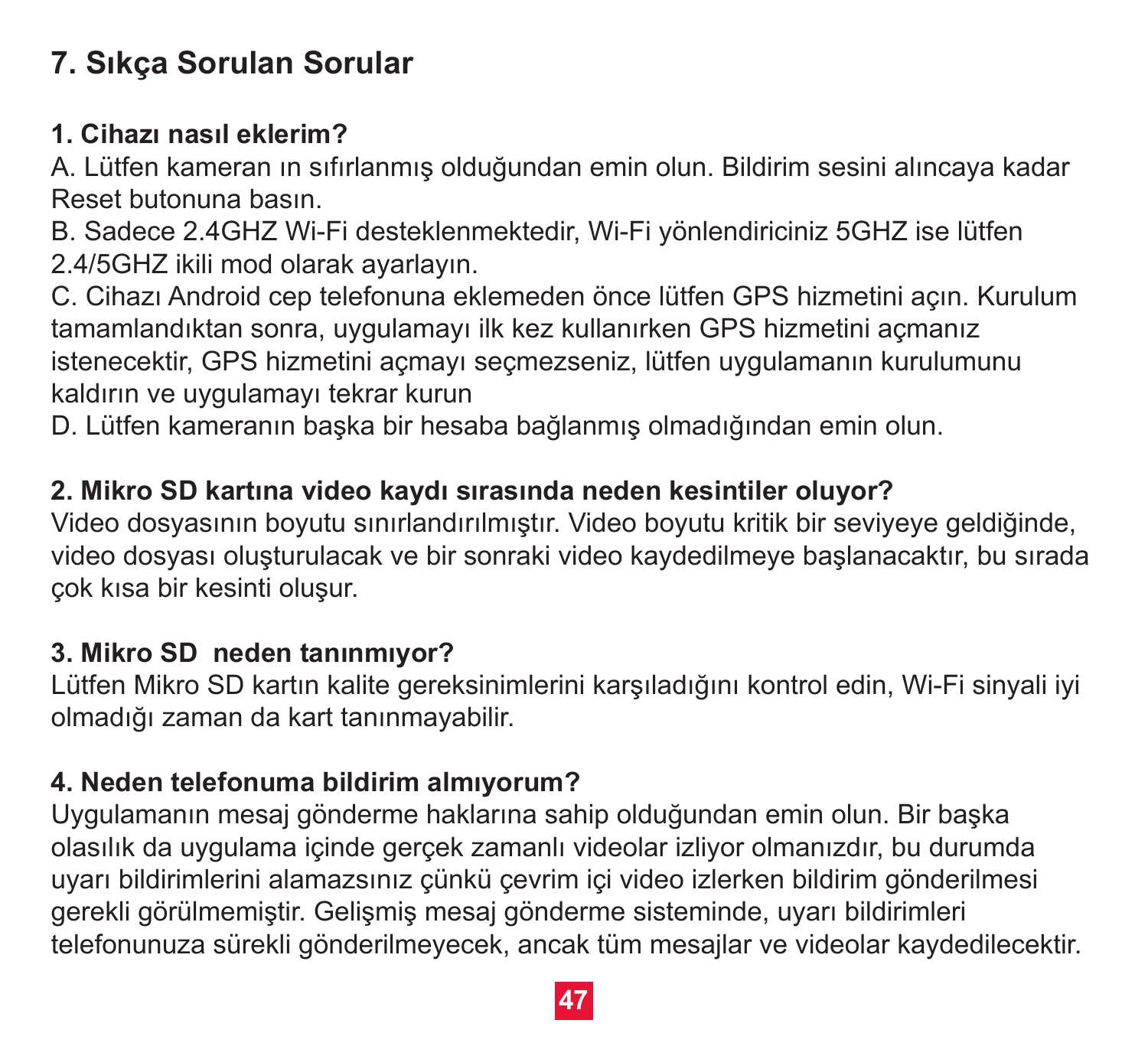## 7. Sıkça Sorulan Sorular

**1. Cihazı nasıl eklerim?**

A. Lütfen kameran ın sıfırlanmış olduğundan emin olun. Bildirim sesini alıncaya kadar Reset butonuna basın.
B. Sadece 2.4GHZ Wi-Fi desteklenmektedir, Wi-Fi yönlendiriciniz 5GHZ ise lütfen 2.4/5GHZ ikili mod olarak ayarlayın.
C. Cihazı Android cep telefonuna eklemeden önce lütfen GPS hizmetini açın. Kurulum tamamlandıktan sonra, uygulamayı ilk kez kullanırken GPS hizmetini açmanız istenecektir, GPS hizmetini açmayı seçmezseniz, lütfen uygulamanın kurulumunu kaldırın ve uygulamayı tekrar kurun
D. Lütfen kameranın başka bir hesaba bağlanmış olmadığından emin olun.

**2. Mikro SD kartına video kaydı sırasında neden kesintiler oluyor?**

Video dosyasının boyutu sınırlandırılmıştır. Video boyutu kritik bir seviyeye geldiğinde, video dosyası oluşturulacak ve bir sonraki video kaydedilmeye başlanacaktır, bu sırada çok kısa bir kesinti oluşur.

**3. Mikro SD  neden tanınmıyor?**

Lütfen Mikro SD kartın kalite gereksinimlerini karşıladığını kontrol edin, Wi-Fi sinyali iyi olmadığı zaman da kart tanınmayabilir.

**4. Neden telefonuma bildirim almıyorum?**

Uygulamanın mesaj gönderme haklarına sahip olduğundan emin olun. Bir başka olasılık da uygulama içinde gerçek zamanlı videolar izliyor olmanızdır, bu durumda uyarı bildirimlerini alamazsınız çünkü çevrim içi video izlerken bildirim gönderilmesi gerekli görülmemiştir. Gelişmiş mesaj gönderme sisteminde, uyarı bildirimleri telefonunuza sürekli gönderilmeyecek, ancak tüm mesajlar ve videolar kaydedilecektir.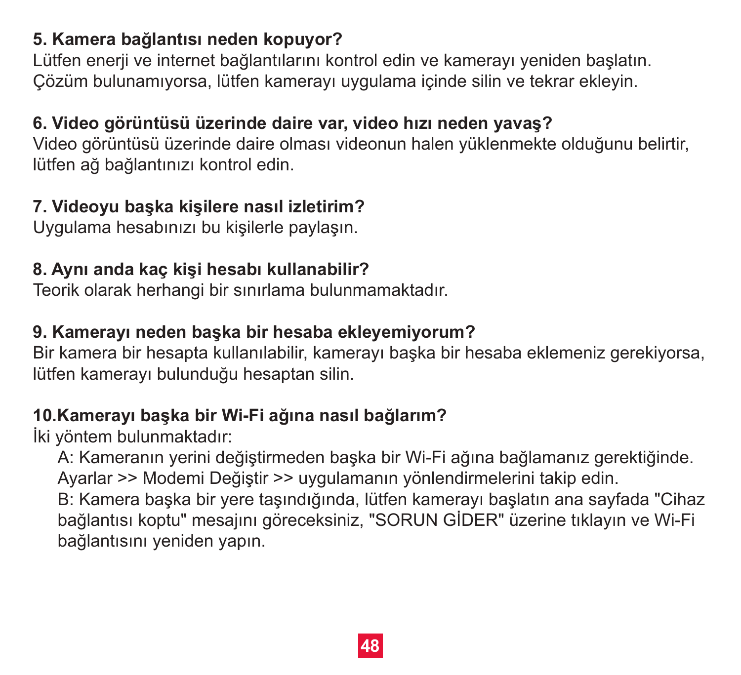**5. Kamera bağlantısı neden kopuyor?**

Lütfen enerji ve internet bağlantılarını kontrol edin ve kamerayı yeniden başlatın. Çözüm bulunamıyorsa, lütfen kamerayı uygulama içinde silin ve tekrar ekleyin.

**6. Video görüntüsü üzerinde daire var, video hızı neden yavaş?**

Video görüntüsü üzerinde daire olması videonun halen yüklenmekte olduğunu belirtir, lütfen ağ bağlantınızı kontrol edin.

**7. Videoyu başka kişilere nasıl izletirim?**

Uygulama hesabınızı bu kişilerle paylaşın.

**8. Aynı anda kaç kişi hesabı kullanabilir?**

Teorik olarak herhangi bir sınırlama bulunmamaktadır.

**9. Kamerayı neden başka bir hesaba ekleyemiyorum?**

Bir kamera bir hesapta kullanılabilir, kamerayı başka bir hesaba eklemeniz gerekiyorsa, lütfen kamerayı bulunduğu hesaptan silin.

**10.Kamerayı başka bir Wi-Fi ağına nasıl bağlarım?**

İki yöntem bulunmaktadır:

A: Kameranın yerini değiştirmeden başka bir Wi-Fi ağına bağlamanız gerektiğinde. Ayarlar >> Modemi Değiştir >> uygulamanın yönlendirmelerini takip edin.

B: Kamera başka bir yere taşındığında, lütfen kamerayı başlatın ana sayfada "Cihaz bağlantısı koptu" mesajını göreceksiniz, "SORUN GİDER" üzerine tıklayın ve Wi-Fi bağlantısını yeniden yapın.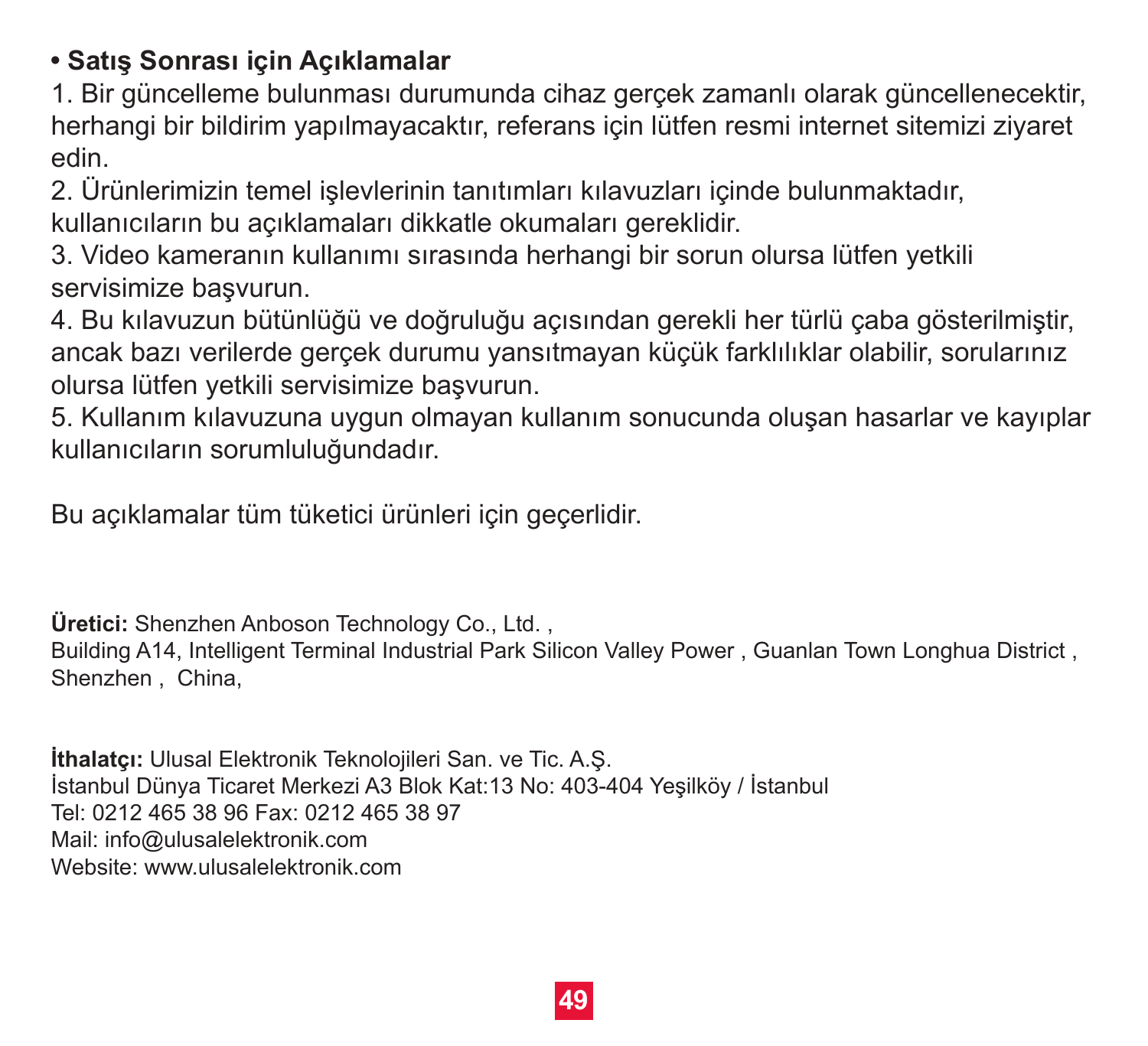**• Satış Sonrası için Açıklamalar**

1. Bir güncelleme bulunması durumunda cihaz gerçek zamanlı olarak güncellenecektir, herhangi bir bildirim yapılmayacaktır, referans için lütfen resmi internet sitemizi ziyaret edin.
2. Ürünlerimizin temel işlevlerinin tanıtımları kılavuzları içinde bulunmaktadır, kullanıcıların bu açıklamaları dikkatle okumaları gereklidir.
3. Video kameranın kullanımı sırasında herhangi bir sorun olursa lütfen yetkili servisimize başvurun.
4. Bu kılavuzun bütünlüğü ve doğruluğu açısından gerekli her türlü çaba gösterilmiştir, ancak bazı verilerde gerçek durumu yansıtmayan küçük farklılıklar olabilir, sorularınız olursa lütfen yetkili servisimize başvurun.
5. Kullanım kılavuzuna uygun olmayan kullanım sonucunda oluşan hasarlar ve kayıplar kullanıcıların sorumluluğundadır.

Bu açıklamalar tüm tüketici ürünleri için geçerlidir.

**Üretici:** Shenzhen Anboson Technology Co., Ltd. ,
Building A14, Intelligent Terminal Industrial Park Silicon Valley Power , Guanlan Town Longhua District , Shenzhen , China,

**İthalatçı:** Ulusal Elektronik Teknolojileri San. ve Tic. A.Ş.
İstanbul Dünya Ticaret Merkezi A3 Blok Kat:13 No: 403-404 Yeşilköy / İstanbul
Tel: 0212 465 38 96 Fax: 0212 465 38 97
Mail: info@ulusalelektronik.com
Website: www.ulusalelektronik.com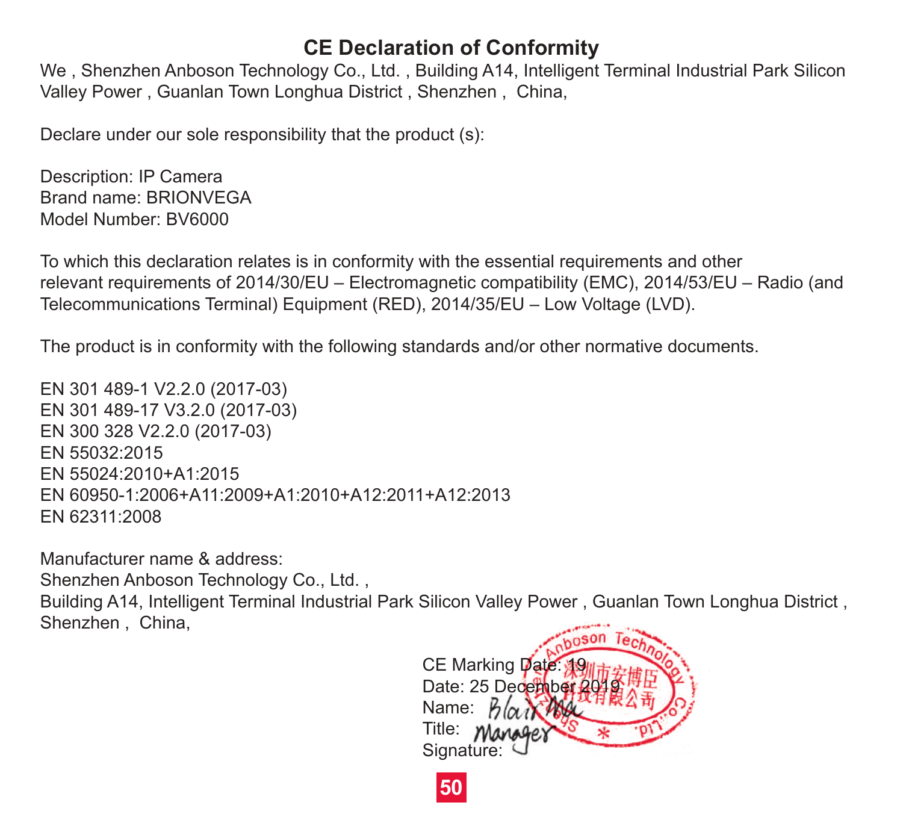# CE Declaration of Conformity

We , Shenzhen Anboson Technology Co., Ltd. , Building A14, Intelligent Terminal Industrial Park Silicon Valley Power , Guanlan Town Longhua District , Shenzhen , China,

Declare under our sole responsibility that the product (s):

Description: IP Camera
Brand name: BRIONVEGA
Model Number: BV6000

To which this declaration relates is in conformity with the essential requirements and other relevant requirements of 2014/30/EU – Electromagnetic compatibility (EMC), 2014/53/EU – Radio (and Telecommunications Terminal) Equipment (RED), 2014/35/EU – Low Voltage (LVD).

The product is in conformity with the following standards and/or other normative documents.

EN 301 489-1 V2.2.0 (2017-03)
EN 301 489-17 V3.2.0 (2017-03)
EN 300 328 V2.2.0 (2017-03)
EN 55032:2015
EN 55024:2010+A1:2015
EN 60950-1:2006+A11:2009+A1:2010+A12:2011+A12:2013
EN 62311:2008

Manufacturer name & address:
Shenzhen Anboson Technology Co., Ltd. ,
Building A14, Intelligent Terminal Industrial Park Silicon Valley Power , Guanlan Town Longhua District , Shenzhen , China,

CE Marking Date: 19
Date: 25 December 2019
Name: Blair Ma
Title: Manager
Signature: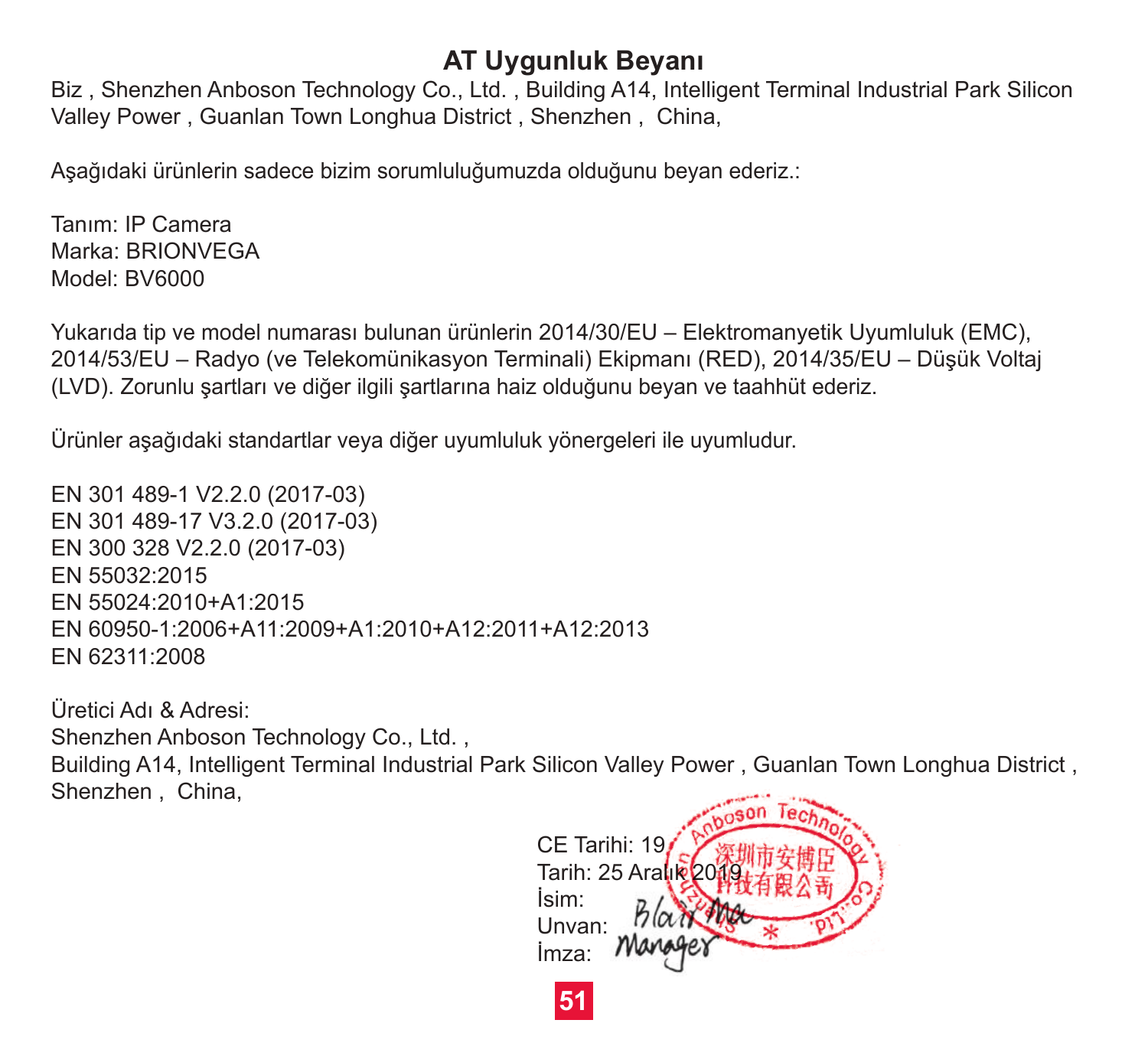# AT Uygunluk Beyanı

Biz , Shenzhen Anboson Technology Co., Ltd. , Building A14, Intelligent Terminal Industrial Park Silicon Valley Power , Guanlan Town Longhua District , Shenzhen , China,

Aşağıdaki ürünlerin sadece bizim sorumluluğumuzda olduğunu beyan ederiz.:

Tanım: IP Camera
Marka: BRIONVEGA
Model: BV6000

Yukarıda tip ve model numarası bulunan ürünlerin 2014/30/EU – Elektromanyetik Uyumluluk (EMC), 2014/53/EU – Radyo (ve Telekomünikasyon Terminali) Ekipmanı (RED), 2014/35/EU – Düşük Voltaj (LVD). Zorunlu şartları ve diğer ilgili şartlarına haiz olduğunu beyan ve taahhüt ederiz.

Ürünler aşağıdaki standartlar veya diğer uyumluluk yönergeleri ile uyumludur.

EN 301 489-1 V2.2.0 (2017-03)
EN 301 489-17 V3.2.0 (2017-03)
EN 300 328 V2.2.0 (2017-03)
EN 55032:2015
EN 55024:2010+A1:2015
EN 60950-1:2006+A11:2009+A1:2010+A12:2011+A12:2013
EN 62311:2008

Üretici Adı & Adresi:
Shenzhen Anboson Technology Co., Ltd. ,
Building A14, Intelligent Terminal Industrial Park Silicon Valley Power , Guanlan Town Longhua District , Shenzhen , China,

CE Tarihi: 19
Tarih: 25 Aralık 2019
İsim: Blair Ma
Unvan: Manager
İmza: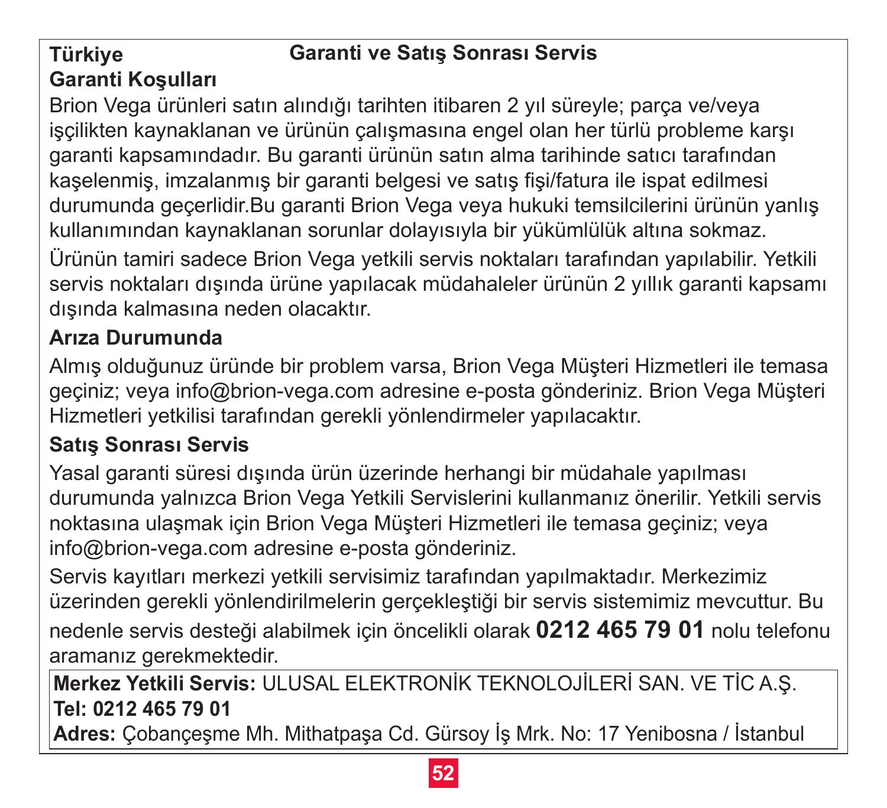**Türkiye**

## Garanti ve Satış Sonrası Servis

### Garanti Koşulları

Brion Vega ürünleri satın alındığı tarihten itibaren 2 yıl süreyle; parça ve/veya işçilikten kaynaklanan ve ürünün çalışmasına engel olan her türlü probleme karşı garanti kapsamındadır. Bu garanti ürünün satın alma tarihinde satıcı tarafından kaşelenmiş, imzalanmış bir garanti belgesi ve satış fişi/fatura ile ispat edilmesi durumunda geçerlidir.Bu garanti Brion Vega veya hukuki temsilcilerini ürünün yanlış kullanımından kaynaklanan sorunlar dolayısıyla bir yükümlülük altına sokmaz.

Ürünün tamiri sadece Brion Vega yetkili servis noktaları tarafından yapılabilir. Yetkili servis noktaları dışında ürüne yapılacak müdahaleler ürünün 2 yıllık garanti kapsamı dışında kalmasına neden olacaktır.

### Arıza Durumunda

Almış olduğunuz üründe bir problem varsa, Brion Vega Müşteri Hizmetleri ile temasa geçiniz; veya info@brion-vega.com adresine e-posta gönderiniz. Brion Vega Müşteri Hizmetleri yetkilisi tarafından gerekli yönlendirmeler yapılacaktır.

### Satış Sonrası Servis

Yasal garanti süresi dışında ürün üzerinde herhangi bir müdahale yapılması durumunda yalnızca Brion Vega Yetkili Servislerini kullanmanız önerilir. Yetkili servis noktasına ulaşmak için Brion Vega Müşteri Hizmetleri ile temasa geçiniz; veya info@brion-vega.com adresine e-posta gönderiniz.

Servis kayıtları merkezi yetkili servisimiz tarafından yapılmaktadır. Merkezimiz üzerinden gerekli yönlendirilmelerin gerçekleştiği bir servis sistemimiz mevcuttur. Bu nedenle servis desteği alabilmek için öncelikli olarak **0212 465 79 01** nolu telefonu aramanız gerekmektedir.

**Merkez Yetkili Servis:** ULUSAL ELEKTRONİK TEKNOLOJİLERİ SAN. VE TİC A.Ş.
**Tel: 0212 465 79 01**
**Adres:** Çobançeşme Mh. Mithatpaşa Cd. Gürsoy İş Mrk. No: 17 Yenibosna / İstanbul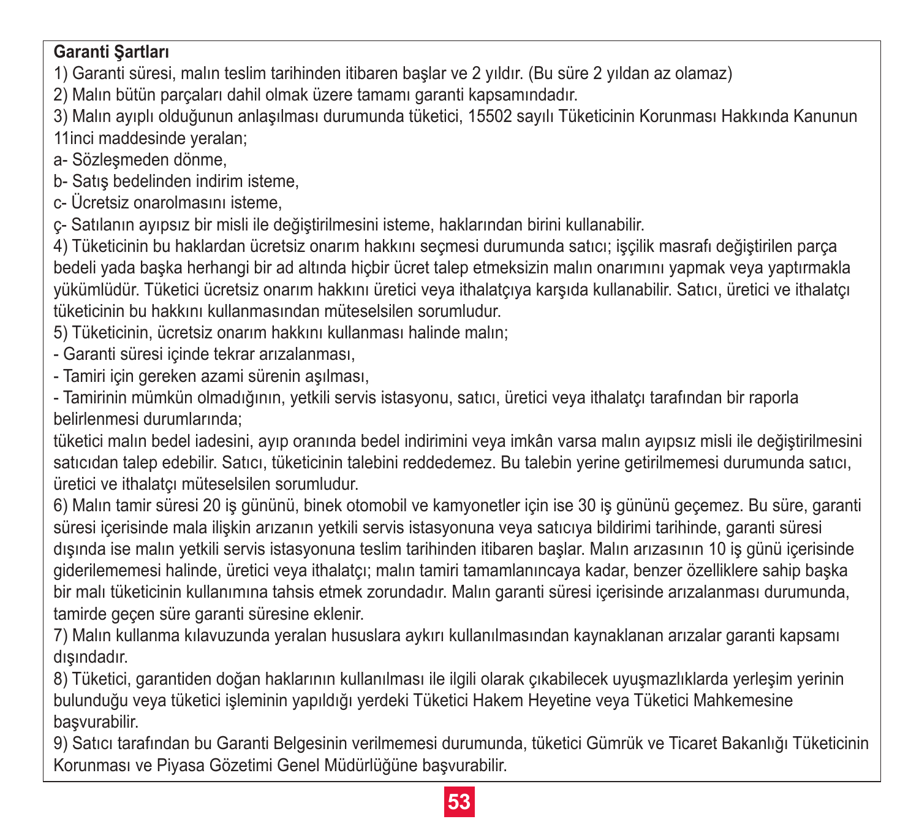**Garanti Şartları**

1) Garanti süresi, malın teslim tarihinden itibaren başlar ve 2 yıldır. (Bu süre 2 yıldan az olamaz)

2) Malın bütün parçaları dahil olmak üzere tamamı garanti kapsamındadır.

3) Malın ayıplı olduğunun anlaşılması durumunda tüketici, 15502 sayılı Tüketicinin Korunması Hakkında Kanunun 11inci maddesinde yeralan;

a- Sözleşmeden dönme,

b- Satış bedelinden indirim isteme,

c- Ücretsiz onarolmasını isteme,

ç- Satılanın ayıpsız bir misli ile değiştirilmesini isteme, haklarından birini kullanabilir.

4) Tüketicinin bu haklardan ücretsiz onarım hakkını seçmesi durumunda satıcı; işçilik masrafı değiştirilen parça bedeli yada başka herhangi bir ad altında hiçbir ücret talep etmeksizin malın onarımını yapmak veya yaptırmakla yükümlüdür. Tüketici ücretsiz onarım hakkını üretici veya ithalatçıya karşıda kullanabilir. Satıcı, üretici ve ithalatçı tüketicinin bu hakkını kullanmasından müteselsilen sorumludur.

5) Tüketicinin, ücretsiz onarım hakkını kullanması halinde malın;

- Garanti süresi içinde tekrar arızalanması,
- Tamiri için gereken azami sürenin aşılması,
- Tamirinin mümkün olmadığının, yetkili servis istasyonu, satıcı, üretici veya ithalatçı tarafından bir raporla belirlenmesi durumlarında;

tüketici malın bedel iadesini, ayıp oranında bedel indirimini veya imkân varsa malın ayıpsız misli ile değiştirilmesini satıcıdan talep edebilir. Satıcı, tüketicinin talebini reddedemez. Bu talebin yerine getirilmemesi durumunda satıcı, üretici ve ithalatçı müteselsilen sorumludur.

6) Malın tamir süresi 20 iş gününü, binek otomobil ve kamyonetler için ise 30 iş gününü geçemez. Bu süre, garanti süresi içerisinde mala ilişkin arızanın yetkili servis istasyonuna veya satıcıya bildirimi tarihinde, garanti süresi dışında ise malın yetkili servis istasyonuna teslim tarihinden itibaren başlar. Malın arızasının 10 iş günü içerisinde giderilememesi halinde, üretici veya ithalatçı; malın tamiri tamamlanıncaya kadar, benzer özelliklere sahip başka bir malı tüketicinin kullanımına tahsis etmek zorundadır. Malın garanti süresi içerisinde arızalanması durumunda, tamirde geçen süre garanti süresine eklenir.

7) Malın kullanma kılavuzunda yeralan hususlara aykırı kullanılmasından kaynaklanan arızalar garanti kapsamı dışındadır.

8) Tüketici, garantiden doğan haklarının kullanılması ile ilgili olarak çıkabilecek uyuşmazlıklarda yerleşim yerinin bulunduğu veya tüketici işleminin yapıldığı yerdeki Tüketici Hakem Heyetine veya Tüketici Mahkemesine başvurabilir.

9) Satıcı tarafından bu Garanti Belgesinin verilmemesi durumunda, tüketici Gümrük ve Ticaret Bakanlığı Tüketicinin Korunması ve Piyasa Gözetimi Genel Müdürlüğüne başvurabilir.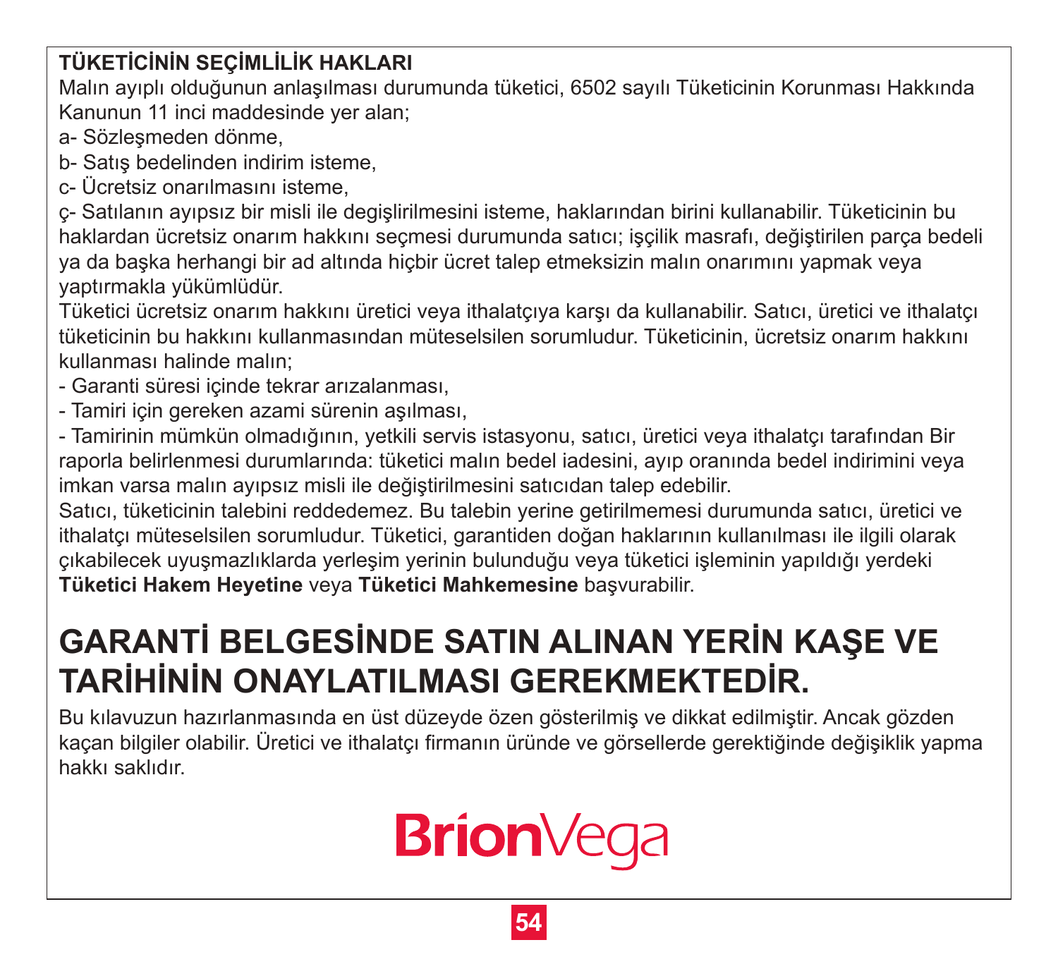**TÜKETİCİNİN SEÇİMLİLİK HAKLARI**

Malın ayıplı olduğunun anlaşılması durumunda tüketici, 6502 sayılı Tüketicinin Korunması Hakkında Kanunun 11 inci maddesinde yer alan;

a- Sözleşmeden dönme,

b- Satış bedelinden indirim isteme,

c- Ücretsiz onarılmasını isteme,

ç- Satılanın ayıpsız bir misli ile degişlirilmesini isteme, haklarından birini kullanabilir. Tüketicinin bu haklardan ücretsiz onarım hakkını seçmesi durumunda satıcı; işçilik masrafı, değiştirilen parça bedeli ya da başka herhangi bir ad altında hiçbir ücret talep etmeksizin malın onarımını yapmak veya yaptırmakla yükümlüdür.

Tüketici ücretsiz onarım hakkını üretici veya ithalatçıya karşı da kullanabilir. Satıcı, üretici ve ithalatçı tüketicinin bu hakkını kullanmasından müteselsilen sorumludur. Tüketicinin, ücretsiz onarım hakkını kullanması halinde malın;

- Garanti süresi içinde tekrar arızalanması,
- Tamiri için gereken azami sürenin aşılması,
- Tamirinin mümkün olmadığının, yetkili servis istasyonu, satıcı, üretici veya ithalatçı tarafından Bir raporla belirlenmesi durumlarında: tüketici malın bedel iadesini, ayıp oranında bedel indirimini veya imkan varsa malın ayıpsız misli ile değiştirilmesini satıcıdan talep edebilir.

Satıcı, tüketicinin talebini reddedemez. Bu talebin yerine getirilmemesi durumunda satıcı, üretici ve ithalatçı müteselsilen sorumludur. Tüketici, garantiden doğan haklarının kullanılması ile ilgili olarak çıkabilecek uyuşmazlıklarda yerleşim yerinin bulunduğu veya tüketici işleminin yapıldığı yerdeki **Tüketici Hakem Heyetine** veya **Tüketici Mahkemesine** başvurabilir.

# GARANTİ BELGESİNDE SATIN ALINAN YERİN KAŞE VE TARİHİNİN ONAYLATILMASI GEREKMEKTEDİR.

Bu kılavuzun hazırlanmasında en üst düzeyde özen gösterilmiş ve dikkat edilmiştir. Ancak gözden kaçan bilgiler olabilir. Üretici ve ithalatçı firmanın üründe ve görsellerde gerektiğinde değişiklik yapma hakkı saklıdır.

**Brion**Vega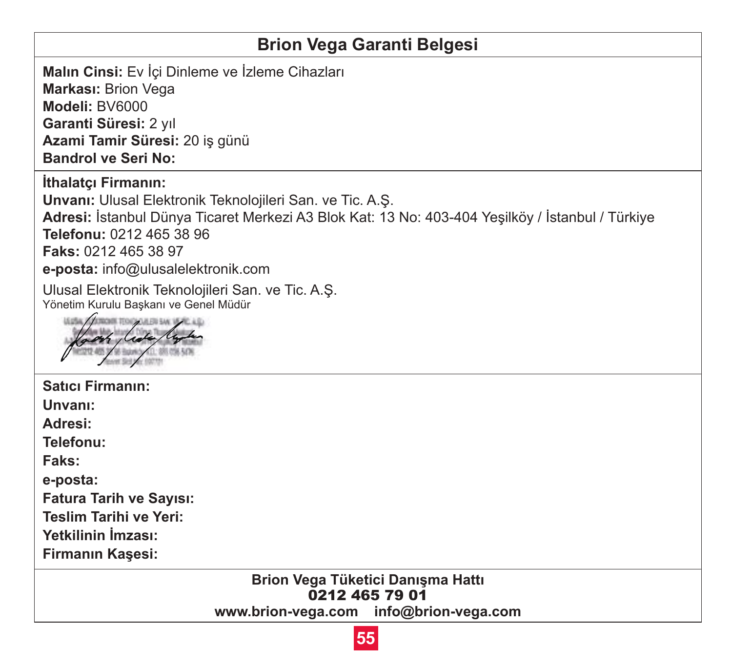# Brion Vega Garanti Belgesi

**Malın Cinsi:** Ev İçi Dinleme ve İzleme Cihazları
**Markası:** Brion Vega
**Modeli:** BV6000
**Garanti Süresi:** 2 yıl
**Azami Tamir Süresi:** 20 iş günü
**Bandrol ve Seri No:**

**İthalatçı Firmanın:**
**Unvanı:** Ulusal Elektronik Teknolojileri San. ve Tic. A.Ş.
**Adresi:** İstanbul Dünya Ticaret Merkezi A3 Blok Kat: 13 No: 403-404 Yeşilköy / İstanbul / Türkiye
**Telefonu:** 0212 465 38 96
**Faks:** 0212 465 38 97
**e-posta:** info@ulusalelektronik.com

Ulusal Elektronik Teknolojileri San. ve Tic. A.Ş.
Yönetim Kurulu Başkanı ve Genel Müdür

**Satıcı Firmanın:**
**Unvanı:**
**Adresi:**
**Telefonu:**
**Faks:**
**e-posta:**
**Fatura Tarih ve Sayısı:**
**Teslim Tarihi ve Yeri:**
**Yetkilinin İmzası:**
**Firmanın Kaşesi:**

**Brion Vega Tüketici Danışma Hattı**
**0212 465 79 01**
**www.brion-vega.com info@brion-vega.com**